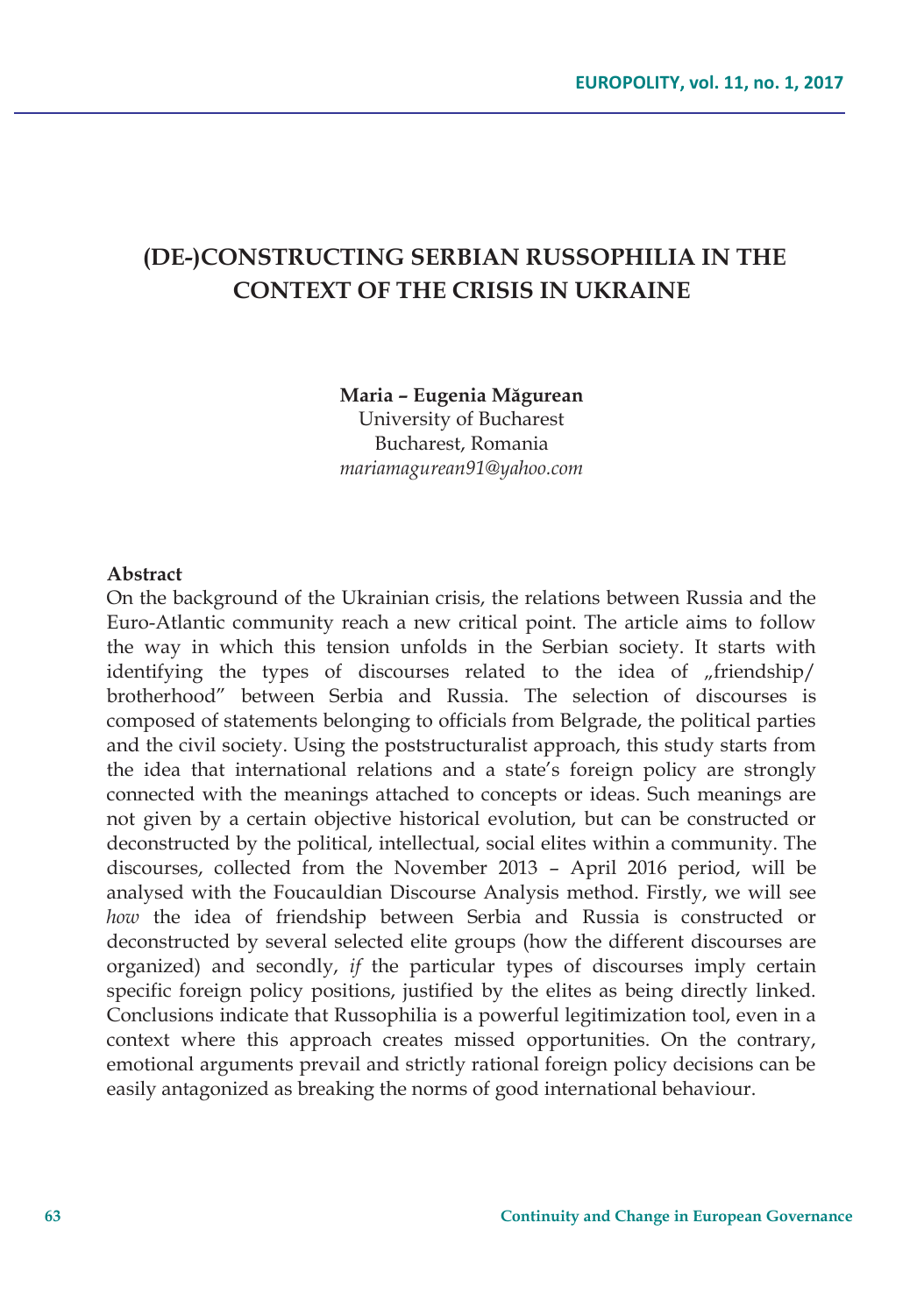# (DE-)CONSTRUCTING SERBIAN RUSSOPHILIA IN THE CONTEXT OF THE CRISIS IN UKRAINE

**Maria – Eugenia Măgurean**
University of Bucharest
Bucharest, Romania
*mariamagurean91@yahoo.com*

**Abstract**

On the background of the Ukrainian crisis, the relations between Russia and the Euro-Atlantic community reach a new critical point. The article aims to follow the way in which this tension unfolds in the Serbian society. It starts with identifying the types of discourses related to the idea of „friendship/ brotherhood" between Serbia and Russia. The selection of discourses is composed of statements belonging to officials from Belgrade, the political parties and the civil society. Using the poststructuralist approach, this study starts from the idea that international relations and a state's foreign policy are strongly connected with the meanings attached to concepts or ideas. Such meanings are not given by a certain objective historical evolution, but can be constructed or deconstructed by the political, intellectual, social elites within a community. The discourses, collected from the November 2013 – April 2016 period, will be analysed with the Foucauldian Discourse Analysis method. Firstly, we will see *how* the idea of friendship between Serbia and Russia is constructed or deconstructed by several selected elite groups (how the different discourses are organized) and secondly, *if* the particular types of discourses imply certain specific foreign policy positions, justified by the elites as being directly linked. Conclusions indicate that Russophilia is a powerful legitimization tool, even in a context where this approach creates missed opportunities. On the contrary, emotional arguments prevail and strictly rational foreign policy decisions can be easily antagonized as breaking the norms of good international behaviour.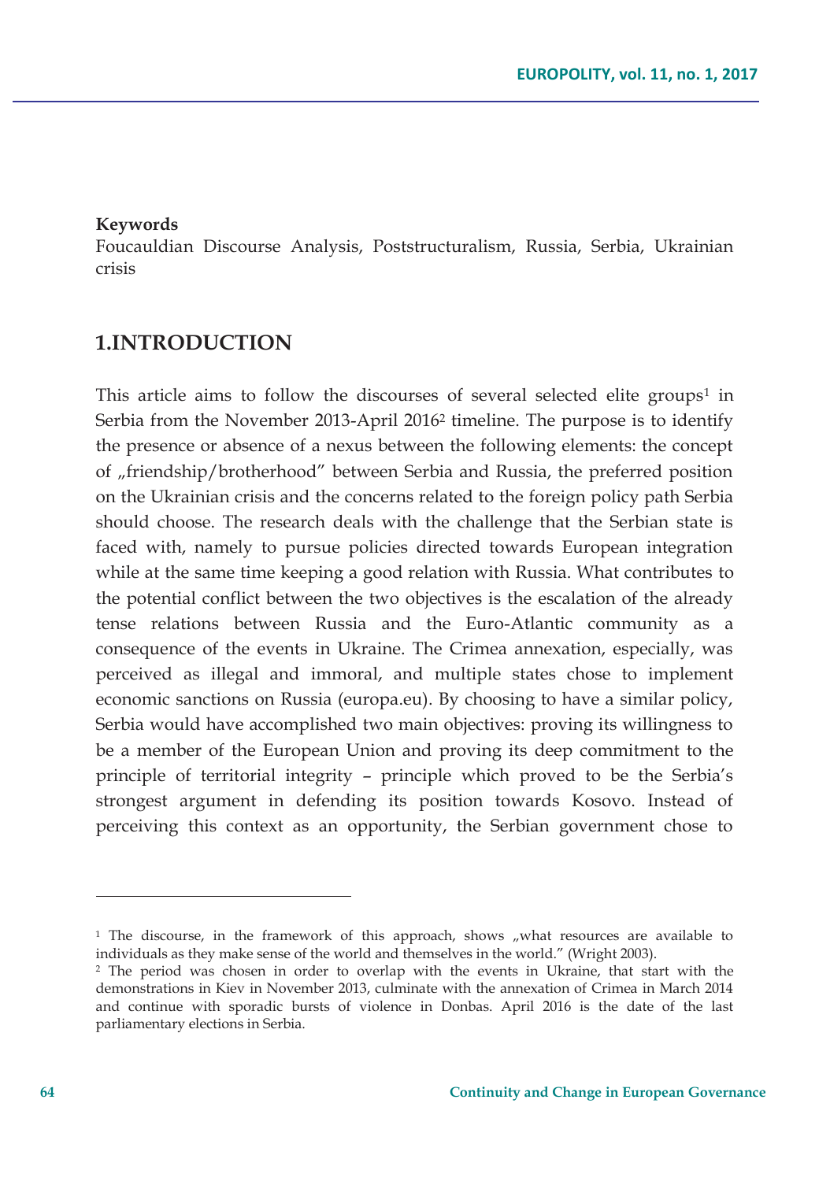**Keywords**
Foucauldian Discourse Analysis, Poststructuralism, Russia, Serbia, Ukrainian crisis

## 1.INTRODUCTION

This article aims to follow the discourses of several selected elite groups[1] in Serbia from the November 2013-April 2016[2] timeline. The purpose is to identify the presence or absence of a nexus between the following elements: the concept of „friendship/brotherhood" between Serbia and Russia, the preferred position on the Ukrainian crisis and the concerns related to the foreign policy path Serbia should choose. The research deals with the challenge that the Serbian state is faced with, namely to pursue policies directed towards European integration while at the same time keeping a good relation with Russia. What contributes to the potential conflict between the two objectives is the escalation of the already tense relations between Russia and the Euro-Atlantic community as a consequence of the events in Ukraine. The Crimea annexation, especially, was perceived as illegal and immoral, and multiple states chose to implement economic sanctions on Russia (europa.eu). By choosing to have a similar policy, Serbia would have accomplished two main objectives: proving its willingness to be a member of the European Union and proving its deep commitment to the principle of territorial integrity – principle which proved to be the Serbia's strongest argument in defending its position towards Kosovo. Instead of perceiving this context as an opportunity, the Serbian government chose to

---

[1] The discourse, in the framework of this approach, shows „what resources are available to individuals as they make sense of the world and themselves in the world." (Wright 2003).

[2] The period was chosen in order to overlap with the events in Ukraine, that start with the demonstrations in Kiev in November 2013, culminate with the annexation of Crimea in March 2014 and continue with sporadic bursts of violence in Donbas. April 2016 is the date of the last parliamentary elections in Serbia.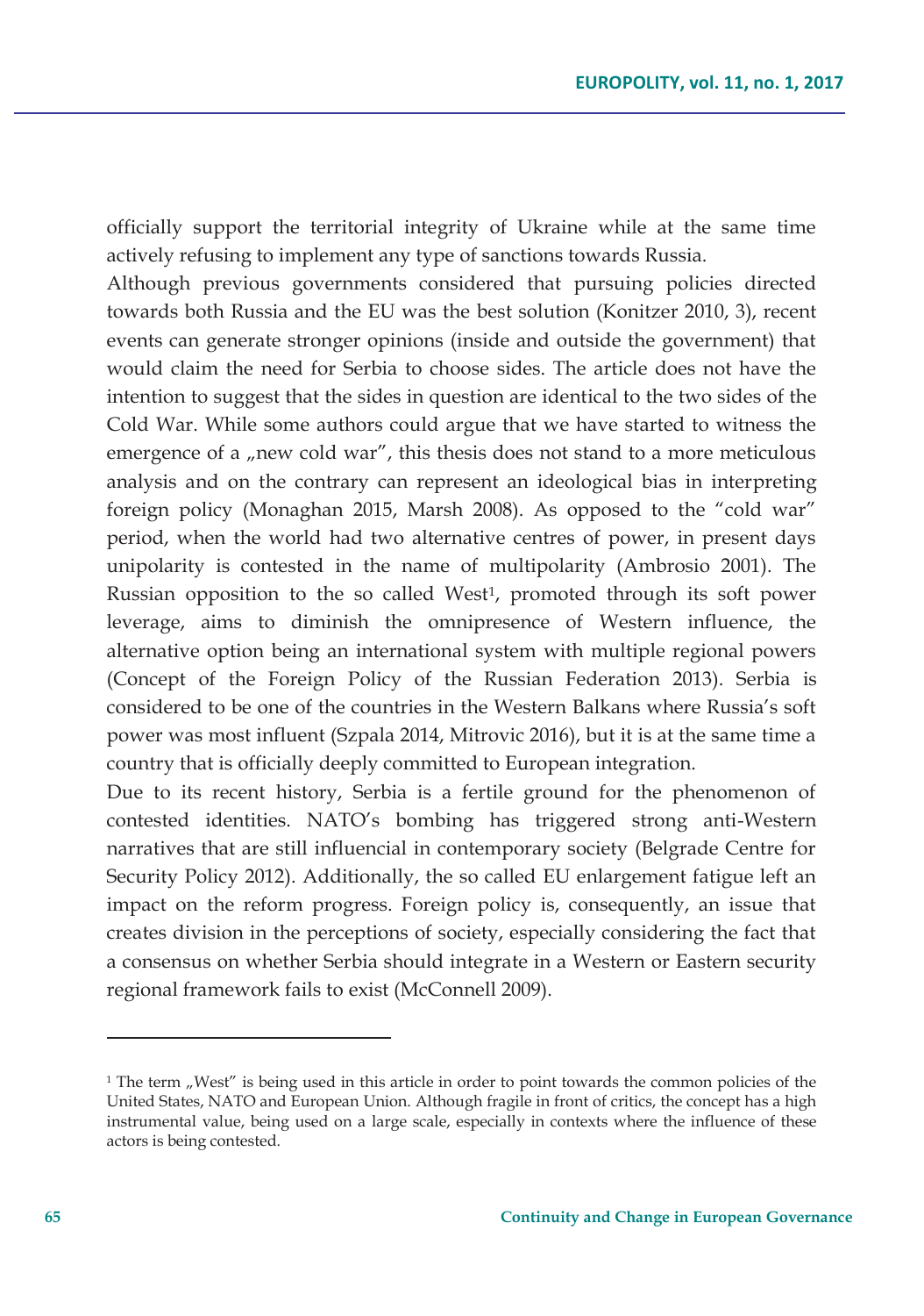officially support the territorial integrity of Ukraine while at the same time actively refusing to implement any type of sanctions towards Russia.

Although previous governments considered that pursuing policies directed towards both Russia and the EU was the best solution (Konitzer 2010, 3), recent events can generate stronger opinions (inside and outside the government) that would claim the need for Serbia to choose sides. The article does not have the intention to suggest that the sides in question are identical to the two sides of the Cold War. While some authors could argue that we have started to witness the emergence of a „new cold war", this thesis does not stand to a more meticulous analysis and on the contrary can represent an ideological bias in interpreting foreign policy (Monaghan 2015, Marsh 2008). As opposed to the "cold war" period, when the world had two alternative centres of power, in present days unipolarity is contested in the name of multipolarity (Ambrosio 2001). The Russian opposition to the so called West[1], promoted through its soft power leverage, aims to diminish the omnipresence of Western influence, the alternative option being an international system with multiple regional powers (Concept of the Foreign Policy of the Russian Federation 2013). Serbia is considered to be one of the countries in the Western Balkans where Russia's soft power was most influent (Szpala 2014, Mitrovic 2016), but it is at the same time a country that is officially deeply committed to European integration.

Due to its recent history, Serbia is a fertile ground for the phenomenon of contested identities. NATO's bombing has triggered strong anti-Western narratives that are still influencial in contemporary society (Belgrade Centre for Security Policy 2012). Additionally, the so called EU enlargement fatigue left an impact on the reform progress. Foreign policy is, consequently, an issue that creates division in the perceptions of society, especially considering the fact that a consensus on whether Serbia should integrate in a Western or Eastern security regional framework fails to exist (McConnell 2009).

---

[1] The term „West" is being used in this article in order to point towards the common policies of the United States, NATO and European Union. Although fragile in front of critics, the concept has a high instrumental value, being used on a large scale, especially in contexts where the influence of these actors is being contested.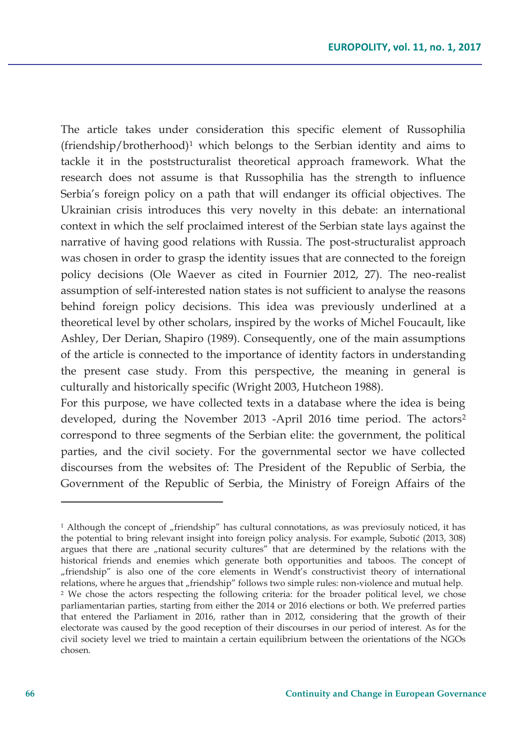The article takes under consideration this specific element of Russophilia (friendship/brotherhood)[1] which belongs to the Serbian identity and aims to tackle it in the poststructuralist theoretical approach framework. What the research does not assume is that Russophilia has the strength to influence Serbia's foreign policy on a path that will endanger its official objectives. The Ukrainian crisis introduces this very novelty in this debate: an international context in which the self proclaimed interest of the Serbian state lays against the narrative of having good relations with Russia. The post-structuralist approach was chosen in order to grasp the identity issues that are connected to the foreign policy decisions (Ole Waever as cited in Fournier 2012, 27). The neo-realist assumption of self-interested nation states is not sufficient to analyse the reasons behind foreign policy decisions. This idea was previously underlined at a theoretical level by other scholars, inspired by the works of Michel Foucault, like Ashley, Der Derian, Shapiro (1989). Consequently, one of the main assumptions of the article is connected to the importance of identity factors in understanding the present case study. From this perspective, the meaning in general is culturally and historically specific (Wright 2003, Hutcheon 1988).

For this purpose, we have collected texts in a database where the idea is being developed, during the November 2013 -April 2016 time period. The actors[2] correspond to three segments of the Serbian elite: the government, the political parties, and the civil society. For the governmental sector we have collected discourses from the websites of: The President of the Republic of Serbia, the Government of the Republic of Serbia, the Ministry of Foreign Affairs of the

---

[1] Although the concept of „friendship" has cultural connotations, as was previosuly noticed, it has the potential to bring relevant insight into foreign policy analysis. For example, Subotić (2013, 308) argues that there are „national security cultures" that are determined by the relations with the historical friends and enemies which generate both opportunities and taboos. The concept of „friendship" is also one of the core elements in Wendt's constructivist theory of international relations, where he argues that „friendship" follows two simple rules: non-violence and mutual help.

[2] We chose the actors respecting the following criteria: for the broader political level, we chose parliamentarian parties, starting from either the 2014 or 2016 elections or both. We preferred parties that entered the Parliament in 2016, rather than in 2012, considering that the growth of their electorate was caused by the good reception of their discourses in our period of interest. As for the civil society level we tried to maintain a certain equilibrium between the orientations of the NGOs chosen.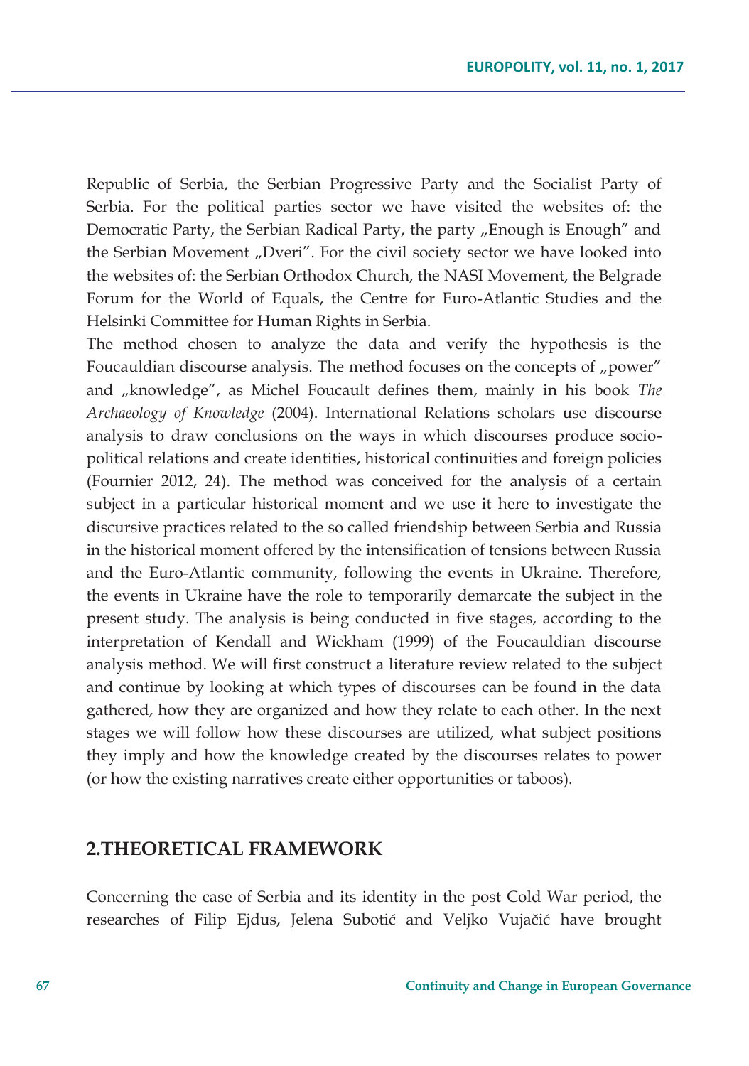Republic of Serbia, the Serbian Progressive Party and the Socialist Party of Serbia. For the political parties sector we have visited the websites of: the Democratic Party, the Serbian Radical Party, the party „Enough is Enough" and the Serbian Movement „Dveri". For the civil society sector we have looked into the websites of: the Serbian Orthodox Church, the NASI Movement, the Belgrade Forum for the World of Equals, the Centre for Euro-Atlantic Studies and the Helsinki Committee for Human Rights in Serbia.

The method chosen to analyze the data and verify the hypothesis is the Foucauldian discourse analysis. The method focuses on the concepts of „power" and „knowledge", as Michel Foucault defines them, mainly in his book *The Archaeology of Knowledge* (2004). International Relations scholars use discourse analysis to draw conclusions on the ways in which discourses produce socio-political relations and create identities, historical continuities and foreign policies (Fournier 2012, 24). The method was conceived for the analysis of a certain subject in a particular historical moment and we use it here to investigate the discursive practices related to the so called friendship between Serbia and Russia in the historical moment offered by the intensification of tensions between Russia and the Euro-Atlantic community, following the events in Ukraine. Therefore, the events in Ukraine have the role to temporarily demarcate the subject in the present study. The analysis is being conducted in five stages, according to the interpretation of Kendall and Wickham (1999) of the Foucauldian discourse analysis method. We will first construct a literature review related to the subject and continue by looking at which types of discourses can be found in the data gathered, how they are organized and how they relate to each other. In the next stages we will follow how these discourses are utilized, what subject positions they imply and how the knowledge created by the discourses relates to power (or how the existing narratives create either opportunities or taboos).

## 2.THEORETICAL FRAMEWORK

Concerning the case of Serbia and its identity in the post Cold War period, the researches of Filip Ejdus, Jelena Subotić and Veljko Vujačić have brought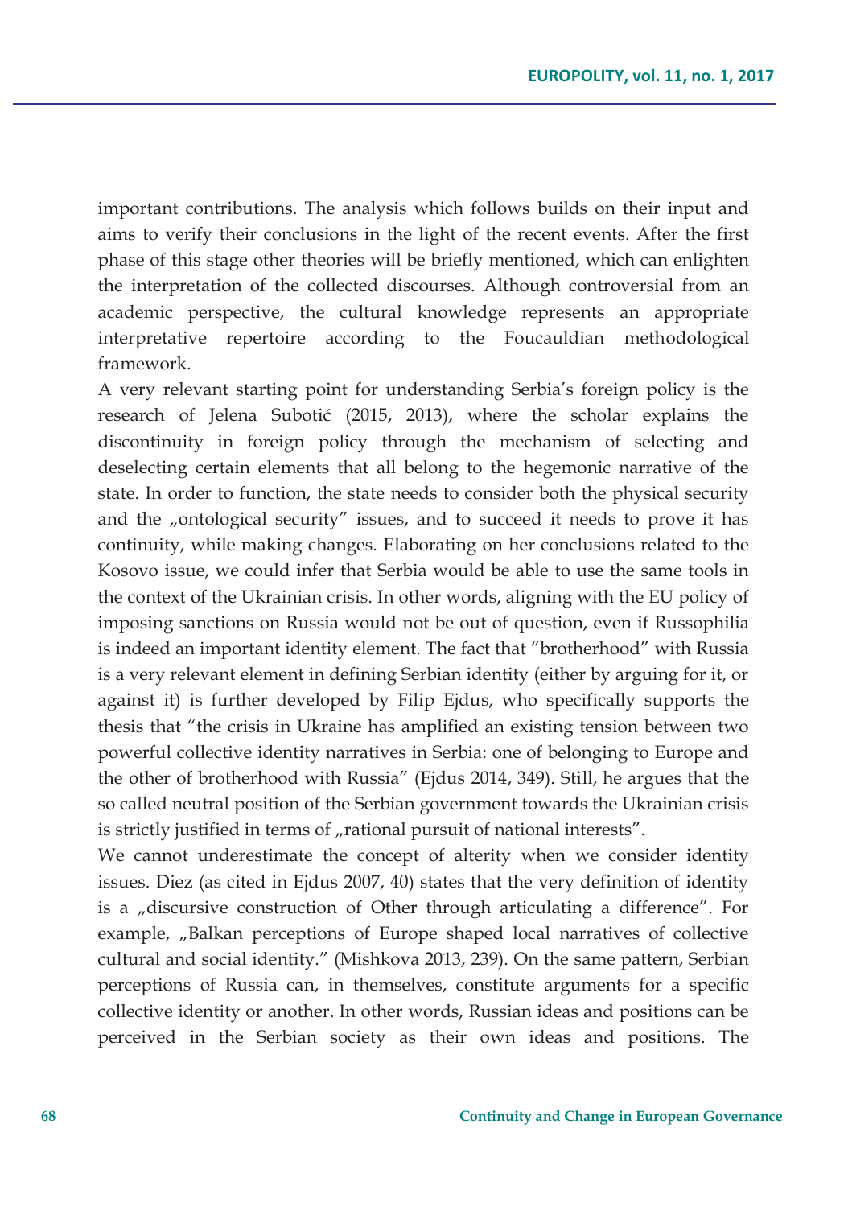important contributions. The analysis which follows builds on their input and aims to verify their conclusions in the light of the recent events. After the first phase of this stage other theories will be briefly mentioned, which can enlighten the interpretation of the collected discourses. Although controversial from an academic perspective, the cultural knowledge represents an appropriate interpretative repertoire according to the Foucauldian methodological framework.

A very relevant starting point for understanding Serbia's foreign policy is the research of Jelena Subotić (2015, 2013), where the scholar explains the discontinuity in foreign policy through the mechanism of selecting and deselecting certain elements that all belong to the hegemonic narrative of the state. In order to function, the state needs to consider both the physical security and the „ontological security" issues, and to succeed it needs to prove it has continuity, while making changes. Elaborating on her conclusions related to the Kosovo issue, we could infer that Serbia would be able to use the same tools in the context of the Ukrainian crisis. In other words, aligning with the EU policy of imposing sanctions on Russia would not be out of question, even if Russophilia is indeed an important identity element. The fact that "brotherhood" with Russia is a very relevant element in defining Serbian identity (either by arguing for it, or against it) is further developed by Filip Ejdus, who specifically supports the thesis that "the crisis in Ukraine has amplified an existing tension between two powerful collective identity narratives in Serbia: one of belonging to Europe and the other of brotherhood with Russia" (Ejdus 2014, 349). Still, he argues that the so called neutral position of the Serbian government towards the Ukrainian crisis is strictly justified in terms of „rational pursuit of national interests".

We cannot underestimate the concept of alterity when we consider identity issues. Diez (as cited in Ejdus 2007, 40) states that the very definition of identity is a „discursive construction of Other through articulating a difference". For example, „Balkan perceptions of Europe shaped local narratives of collective cultural and social identity." (Mishkova 2013, 239). On the same pattern, Serbian perceptions of Russia can, in themselves, constitute arguments for a specific collective identity or another. In other words, Russian ideas and positions can be perceived in the Serbian society as their own ideas and positions. The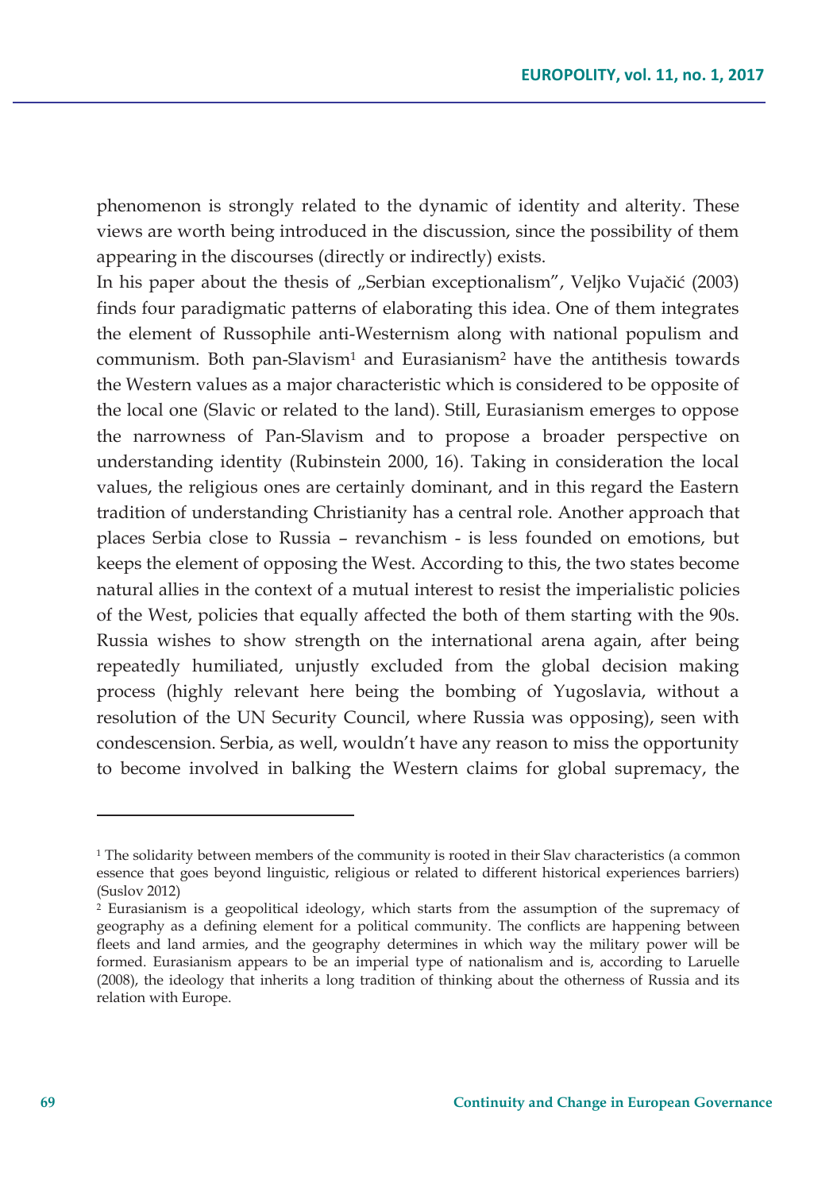phenomenon is strongly related to the dynamic of identity and alterity. These views are worth being introduced in the discussion, since the possibility of them appearing in the discourses (directly or indirectly) exists.

In his paper about the thesis of „Serbian exceptionalism", Veljko Vujačić (2003) finds four paradigmatic patterns of elaborating this idea. One of them integrates the element of Russophile anti-Westernism along with national populism and communism. Both pan-Slavism[1] and Eurasianism[2] have the antithesis towards the Western values as a major characteristic which is considered to be opposite of the local one (Slavic or related to the land). Still, Eurasianism emerges to oppose the narrowness of Pan-Slavism and to propose a broader perspective on understanding identity (Rubinstein 2000, 16). Taking in consideration the local values, the religious ones are certainly dominant, and in this regard the Eastern tradition of understanding Christianity has a central role. Another approach that places Serbia close to Russia – revanchism - is less founded on emotions, but keeps the element of opposing the West. According to this, the two states become natural allies in the context of a mutual interest to resist the imperialistic policies of the West, policies that equally affected the both of them starting with the 90s. Russia wishes to show strength on the international arena again, after being repeatedly humiliated, unjustly excluded from the global decision making process (highly relevant here being the bombing of Yugoslavia, without a resolution of the UN Security Council, where Russia was opposing), seen with condescension. Serbia, as well, wouldn't have any reason to miss the opportunity to become involved in balking the Western claims for global supremacy, the

---

[1] The solidarity between members of the community is rooted in their Slav characteristics (a common essence that goes beyond linguistic, religious or related to different historical experiences barriers) (Suslov 2012)

[2] Eurasianism is a geopolitical ideology, which starts from the assumption of the supremacy of geography as a defining element for a political community. The conflicts are happening between fleets and land armies, and the geography determines in which way the military power will be formed. Eurasianism appears to be an imperial type of nationalism and is, according to Laruelle (2008), the ideology that inherits a long tradition of thinking about the otherness of Russia and its relation with Europe.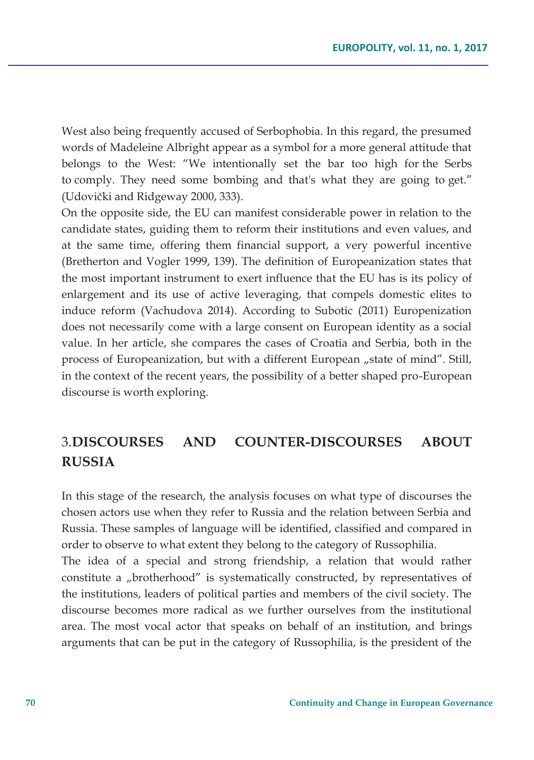West also being frequently accused of Serbophobia. In this regard, the presumed words of Madeleine Albright appear as a symbol for a more general attitude that belongs to the West: "We intentionally set the bar too high for the Serbs to comply. They need some bombing and that's what they are going to get." (Udovički and Ridgeway 2000, 333).

On the opposite side, the EU can manifest considerable power in relation to the candidate states, guiding them to reform their institutions and even values, and at the same time, offering them financial support, a very powerful incentive (Bretherton and Vogler 1999, 139). The definition of Europeanization states that the most important instrument to exert influence that the EU has is its policy of enlargement and its use of active leveraging, that compels domestic elites to induce reform (Vachudova 2014). According to Subotic (2011) Europenization does not necessarily come with a large consent on European identity as a social value. In her article, she compares the cases of Croatia and Serbia, both in the process of Europeanization, but with a different European „state of mind". Still, in the context of the recent years, the possibility of a better shaped pro-European discourse is worth exploring.

## 3.DISCOURSES AND COUNTER-DISCOURSES ABOUT RUSSIA

In this stage of the research, the analysis focuses on what type of discourses the chosen actors use when they refer to Russia and the relation between Serbia and Russia. These samples of language will be identified, classified and compared in order to observe to what extent they belong to the category of Russophilia.

The idea of a special and strong friendship, a relation that would rather constitute a „brotherhood" is systematically constructed, by representatives of the institutions, leaders of political parties and members of the civil society. The discourse becomes more radical as we further ourselves from the institutional area. The most vocal actor that speaks on behalf of an institution, and brings arguments that can be put in the category of Russophilia, is the president of the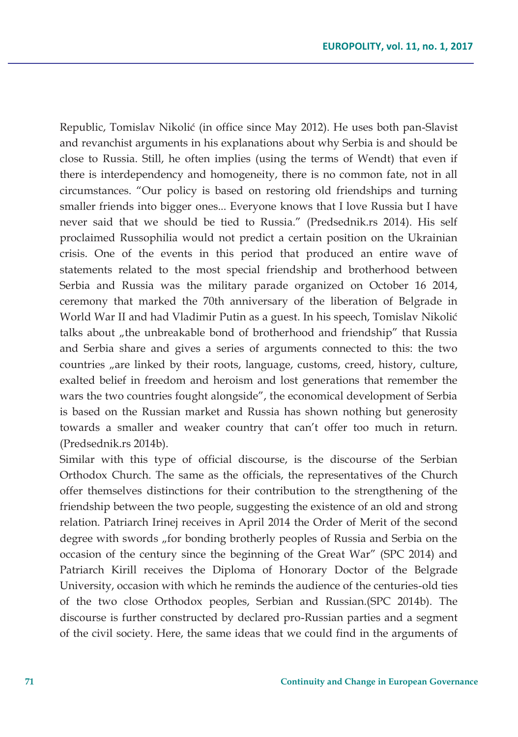Republic, Tomislav Nikolić (in office since May 2012). He uses both pan-Slavist and revanchist arguments in his explanations about why Serbia is and should be close to Russia. Still, he often implies (using the terms of Wendt) that even if there is interdependency and homogeneity, there is no common fate, not in all circumstances. "Our policy is based on restoring old friendships and turning smaller friends into bigger ones... Everyone knows that I love Russia but I have never said that we should be tied to Russia." (Predsednik.rs 2014). His self proclaimed Russophilia would not predict a certain position on the Ukrainian crisis. One of the events in this period that produced an entire wave of statements related to the most special friendship and brotherhood between Serbia and Russia was the military parade organized on October 16 2014, ceremony that marked the 70th anniversary of the liberation of Belgrade in World War II and had Vladimir Putin as a guest. In his speech, Tomislav Nikolić talks about „the unbreakable bond of brotherhood and friendship" that Russia and Serbia share and gives a series of arguments connected to this: the two countries „are linked by their roots, language, customs, creed, history, culture, exalted belief in freedom and heroism and lost generations that remember the wars the two countries fought alongside", the economical development of Serbia is based on the Russian market and Russia has shown nothing but generosity towards a smaller and weaker country that can't offer too much in return. (Predsednik.rs 2014b).

Similar with this type of official discourse, is the discourse of the Serbian Orthodox Church. The same as the officials, the representatives of the Church offer themselves distinctions for their contribution to the strengthening of the friendship between the two people, suggesting the existence of an old and strong relation. Patriarch Irinej receives in April 2014 the Order of Merit of the second degree with swords „for bonding brotherly peoples of Russia and Serbia on the occasion of the century since the beginning of the Great War" (SPC 2014) and Patriarch Kirill receives the Diploma of Honorary Doctor of the Belgrade University, occasion with which he reminds the audience of the centuries-old ties of the two close Orthodox peoples, Serbian and Russian.(SPC 2014b). The discourse is further constructed by declared pro-Russian parties and a segment of the civil society. Here, the same ideas that we could find in the arguments of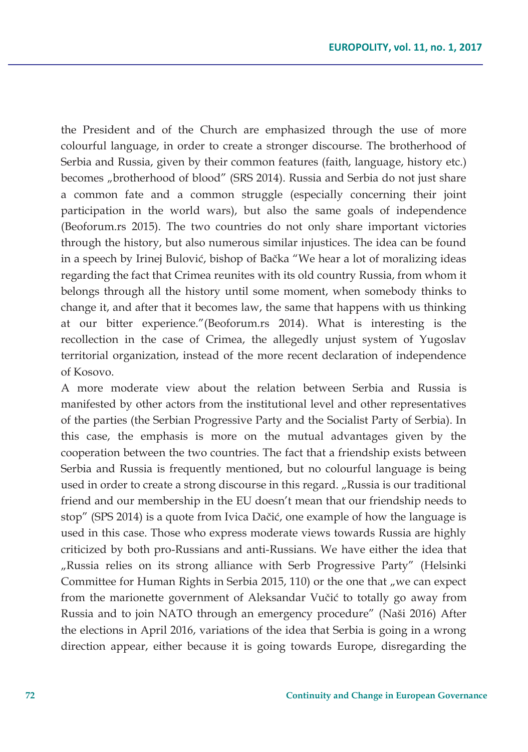the President and of the Church are emphasized through the use of more colourful language, in order to create a stronger discourse. The brotherhood of Serbia and Russia, given by their common features (faith, language, history etc.) becomes „brotherhood of blood" (SRS 2014). Russia and Serbia do not just share a common fate and a common struggle (especially concerning their joint participation in the world wars), but also the same goals of independence (Beoforum.rs 2015). The two countries do not only share important victories through the history, but also numerous similar injustices. The idea can be found in a speech by Irinej Bulović, bishop of Bačka "We hear a lot of moralizing ideas regarding the fact that Crimea reunites with its old country Russia, from whom it belongs through all the history until some moment, when somebody thinks to change it, and after that it becomes law, the same that happens with us thinking at our bitter experience."(Beoforum.rs 2014). What is interesting is the recollection in the case of Crimea, the allegedly unjust system of Yugoslav territorial organization, instead of the more recent declaration of independence of Kosovo.

A more moderate view about the relation between Serbia and Russia is manifested by other actors from the institutional level and other representatives of the parties (the Serbian Progressive Party and the Socialist Party of Serbia). In this case, the emphasis is more on the mutual advantages given by the cooperation between the two countries. The fact that a friendship exists between Serbia and Russia is frequently mentioned, but no colourful language is being used in order to create a strong discourse in this regard. „Russia is our traditional friend and our membership in the EU doesn't mean that our friendship needs to stop" (SPS 2014) is a quote from Ivica Dačić, one example of how the language is used in this case. Those who express moderate views towards Russia are highly criticized by both pro-Russians and anti-Russians. We have either the idea that „Russia relies on its strong alliance with Serb Progressive Party" (Helsinki Committee for Human Rights in Serbia 2015, 110) or the one that „we can expect from the marionette government of Aleksandar Vučić to totally go away from Russia and to join NATO through an emergency procedure" (Naši 2016) After the elections in April 2016, variations of the idea that Serbia is going in a wrong direction appear, either because it is going towards Europe, disregarding the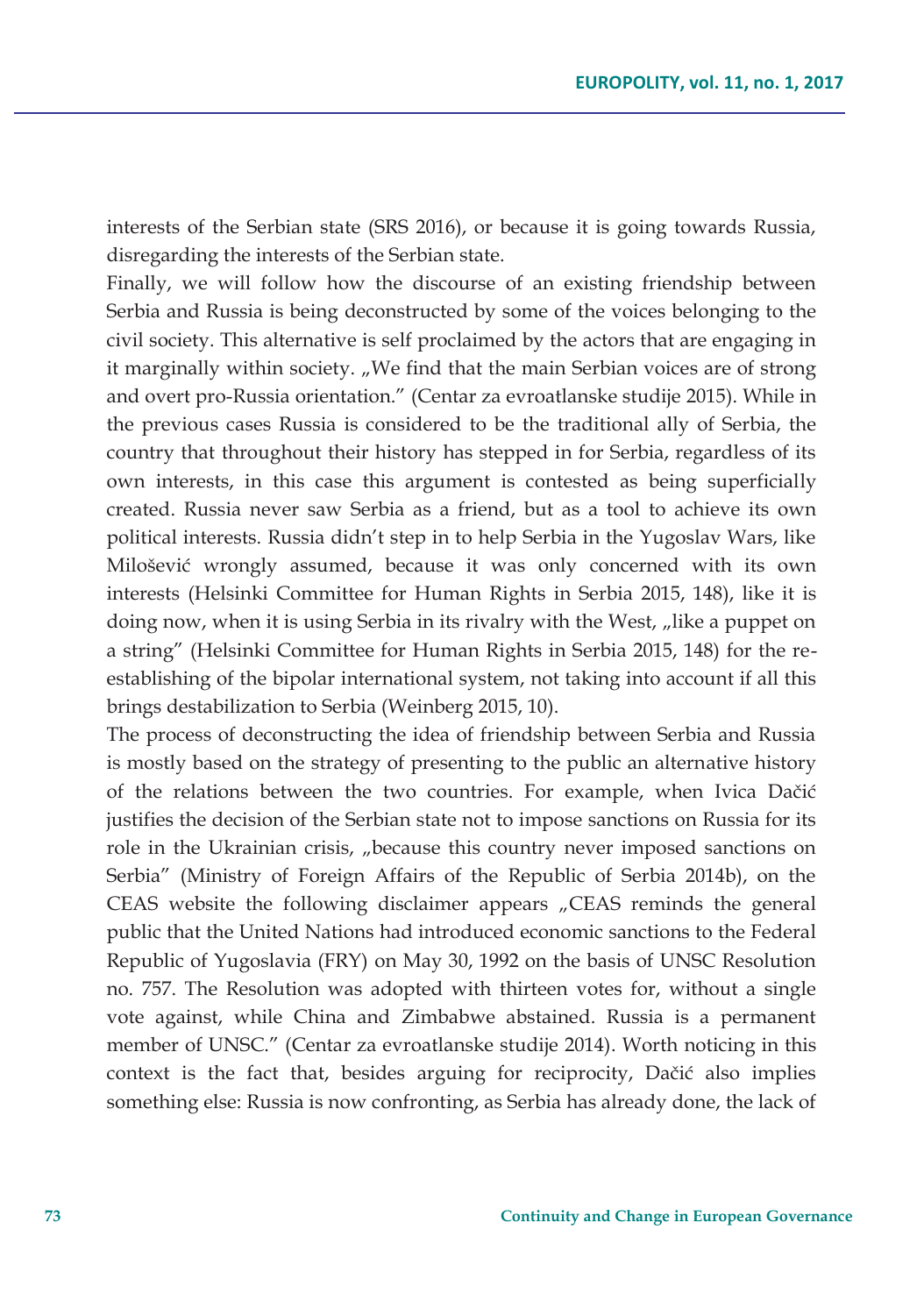interests of the Serbian state (SRS 2016), or because it is going towards Russia, disregarding the interests of the Serbian state.

Finally, we will follow how the discourse of an existing friendship between Serbia and Russia is being deconstructed by some of the voices belonging to the civil society. This alternative is self proclaimed by the actors that are engaging in it marginally within society. „We find that the main Serbian voices are of strong and overt pro-Russia orientation." (Centar za evroatlanske studije 2015). While in the previous cases Russia is considered to be the traditional ally of Serbia, the country that throughout their history has stepped in for Serbia, regardless of its own interests, in this case this argument is contested as being superficially created. Russia never saw Serbia as a friend, but as a tool to achieve its own political interests. Russia didn't step in to help Serbia in the Yugoslav Wars, like Milošević wrongly assumed, because it was only concerned with its own interests (Helsinki Committee for Human Rights in Serbia 2015, 148), like it is doing now, when it is using Serbia in its rivalry with the West, „like a puppet on a string" (Helsinki Committee for Human Rights in Serbia 2015, 148) for the re-establishing of the bipolar international system, not taking into account if all this brings destabilization to Serbia (Weinberg 2015, 10).

The process of deconstructing the idea of friendship between Serbia and Russia is mostly based on the strategy of presenting to the public an alternative history of the relations between the two countries. For example, when Ivica Dačić justifies the decision of the Serbian state not to impose sanctions on Russia for its role in the Ukrainian crisis, „because this country never imposed sanctions on Serbia" (Ministry of Foreign Affairs of the Republic of Serbia 2014b), on the CEAS website the following disclaimer appears „CEAS reminds the general public that the United Nations had introduced economic sanctions to the Federal Republic of Yugoslavia (FRY) on May 30, 1992 on the basis of UNSC Resolution no. 757. The Resolution was adopted with thirteen votes for, without a single vote against, while China and Zimbabwe abstained. Russia is a permanent member of UNSC." (Centar za evroatlanske studije 2014). Worth noticing in this context is the fact that, besides arguing for reciprocity, Dačić also implies something else: Russia is now confronting, as Serbia has already done, the lack of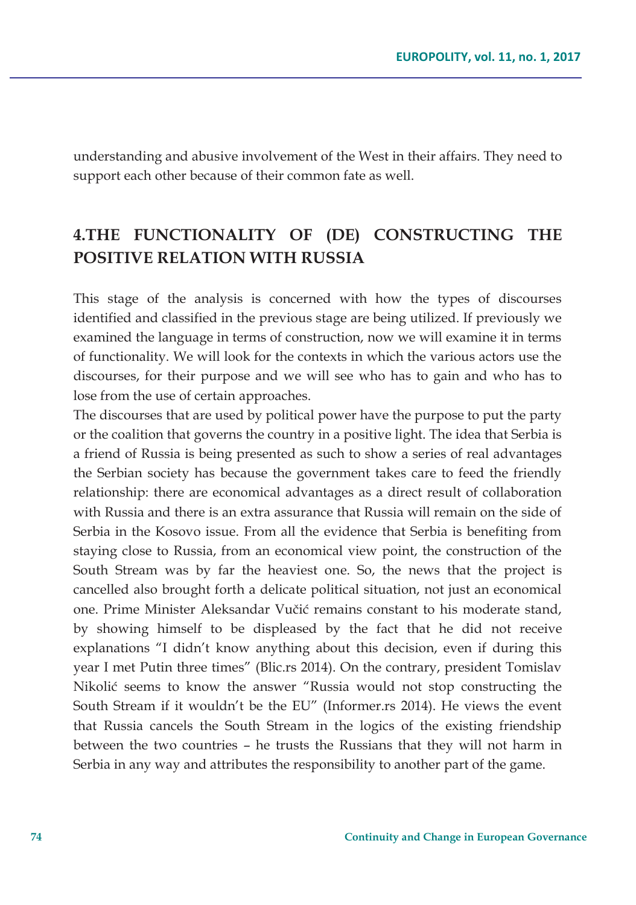understanding and abusive involvement of the West in their affairs. They need to support each other because of their common fate as well.

## 4.THE FUNCTIONALITY OF (DE) CONSTRUCTING THE POSITIVE RELATION WITH RUSSIA

This stage of the analysis is concerned with how the types of discourses identified and classified in the previous stage are being utilized. If previously we examined the language in terms of construction, now we will examine it in terms of functionality. We will look for the contexts in which the various actors use the discourses, for their purpose and we will see who has to gain and who has to lose from the use of certain approaches.

The discourses that are used by political power have the purpose to put the party or the coalition that governs the country in a positive light. The idea that Serbia is a friend of Russia is being presented as such to show a series of real advantages the Serbian society has because the government takes care to feed the friendly relationship: there are economical advantages as a direct result of collaboration with Russia and there is an extra assurance that Russia will remain on the side of Serbia in the Kosovo issue. From all the evidence that Serbia is benefiting from staying close to Russia, from an economical view point, the construction of the South Stream was by far the heaviest one. So, the news that the project is cancelled also brought forth a delicate political situation, not just an economical one. Prime Minister Aleksandar Vučić remains constant to his moderate stand, by showing himself to be displeased by the fact that he did not receive explanations "I didn't know anything about this decision, even if during this year I met Putin three times" (Blic.rs 2014). On the contrary, president Tomislav Nikolić seems to know the answer "Russia would not stop constructing the South Stream if it wouldn't be the EU" (Informer.rs 2014). He views the event that Russia cancels the South Stream in the logics of the existing friendship between the two countries – he trusts the Russians that they will not harm in Serbia in any way and attributes the responsibility to another part of the game.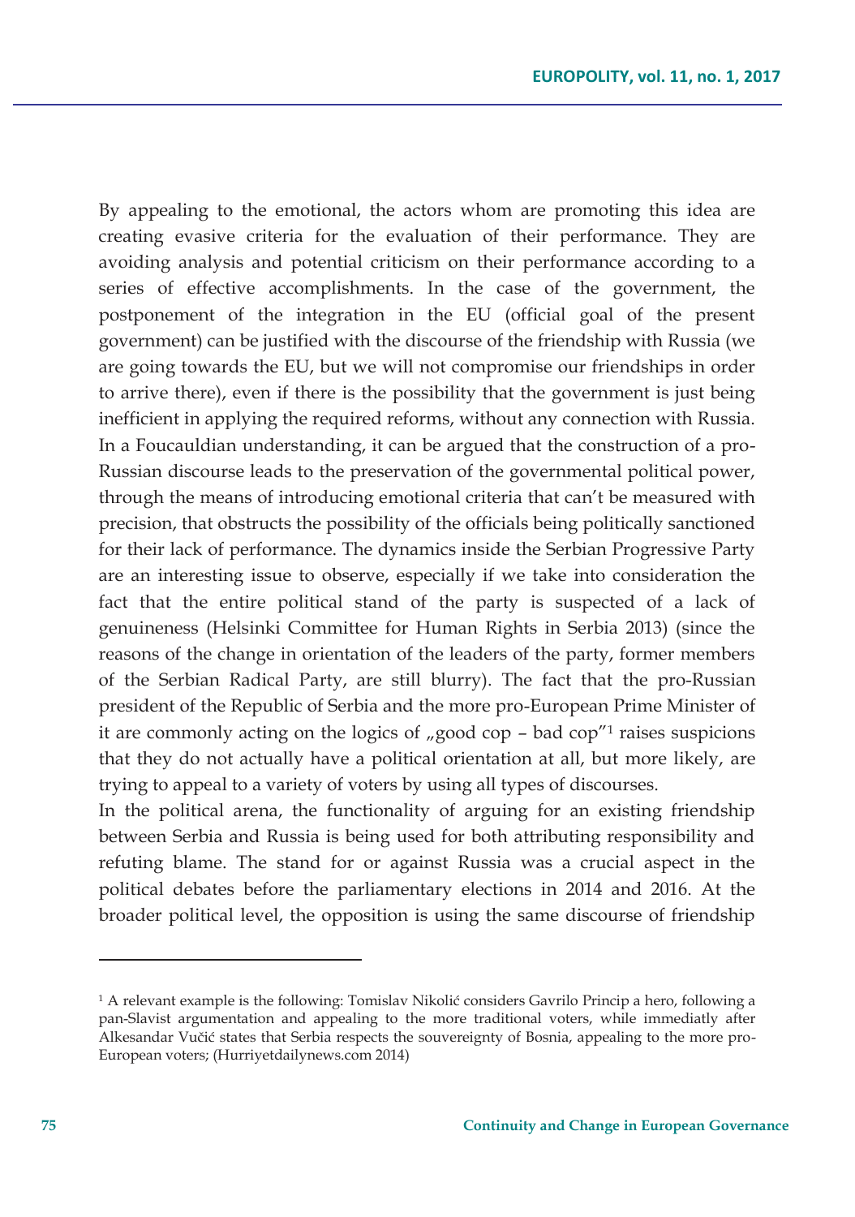By appealing to the emotional, the actors whom are promoting this idea are creating evasive criteria for the evaluation of their performance. They are avoiding analysis and potential criticism on their performance according to a series of effective accomplishments. In the case of the government, the postponement of the integration in the EU (official goal of the present government) can be justified with the discourse of the friendship with Russia (we are going towards the EU, but we will not compromise our friendships in order to arrive there), even if there is the possibility that the government is just being inefficient in applying the required reforms, without any connection with Russia. In a Foucauldian understanding, it can be argued that the construction of a pro-Russian discourse leads to the preservation of the governmental political power, through the means of introducing emotional criteria that can't be measured with precision, that obstructs the possibility of the officials being politically sanctioned for their lack of performance. The dynamics inside the Serbian Progressive Party are an interesting issue to observe, especially if we take into consideration the fact that the entire political stand of the party is suspected of a lack of genuineness (Helsinki Committee for Human Rights in Serbia 2013) (since the reasons of the change in orientation of the leaders of the party, former members of the Serbian Radical Party, are still blurry). The fact that the pro-Russian president of the Republic of Serbia and the more pro-European Prime Minister of it are commonly acting on the logics of „good cop – bad cop"[1] raises suspicions that they do not actually have a political orientation at all, but more likely, are trying to appeal to a variety of voters by using all types of discourses.

In the political arena, the functionality of arguing for an existing friendship between Serbia and Russia is being used for both attributing responsibility and refuting blame. The stand for or against Russia was a crucial aspect in the political debates before the parliamentary elections in 2014 and 2016. At the broader political level, the opposition is using the same discourse of friendship

[1] A relevant example is the following: Tomislav Nikolić considers Gavrilo Princip a hero, following a pan-Slavist argumentation and appealing to the more traditional voters, while immediatly after Alkesandar Vučić states that Serbia respects the souvereignty of Bosnia, appealing to the more pro-European voters; (Hurriyetdailynews.com 2014)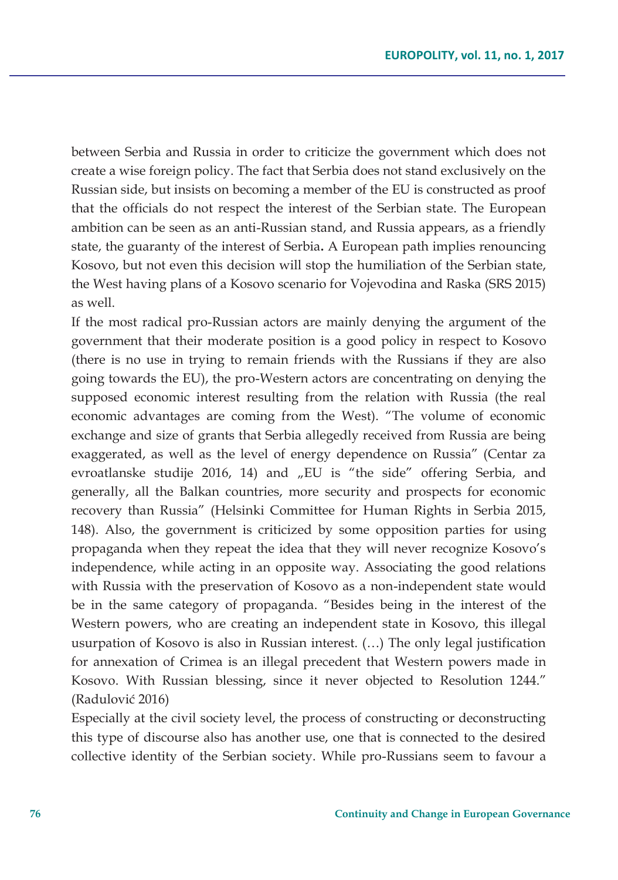between Serbia and Russia in order to criticize the government which does not create a wise foreign policy. The fact that Serbia does not stand exclusively on the Russian side, but insists on becoming a member of the EU is constructed as proof that the officials do not respect the interest of the Serbian state. The European ambition can be seen as an anti-Russian stand, and Russia appears, as a friendly state, the guaranty of the interest of Serbia**.** A European path implies renouncing Kosovo, but not even this decision will stop the humiliation of the Serbian state, the West having plans of a Kosovo scenario for Vojevodina and Raska (SRS 2015) as well.

If the most radical pro-Russian actors are mainly denying the argument of the government that their moderate position is a good policy in respect to Kosovo (there is no use in trying to remain friends with the Russians if they are also going towards the EU), the pro-Western actors are concentrating on denying the supposed economic interest resulting from the relation with Russia (the real economic advantages are coming from the West). "The volume of economic exchange and size of grants that Serbia allegedly received from Russia are being exaggerated, as well as the level of energy dependence on Russia" (Centar za evroatlanske studije 2016, 14) and „EU is "the side" offering Serbia, and generally, all the Balkan countries, more security and prospects for economic recovery than Russia" (Helsinki Committee for Human Rights in Serbia 2015, 148). Also, the government is criticized by some opposition parties for using propaganda when they repeat the idea that they will never recognize Kosovo's independence, while acting in an opposite way. Associating the good relations with Russia with the preservation of Kosovo as a non-independent state would be in the same category of propaganda. "Besides being in the interest of the Western powers, who are creating an independent state in Kosovo, this illegal usurpation of Kosovo is also in Russian interest. (…) The only legal justification for annexation of Crimea is an illegal precedent that Western powers made in Kosovo. With Russian blessing, since it never objected to Resolution 1244." (Radulović 2016)

Especially at the civil society level, the process of constructing or deconstructing this type of discourse also has another use, one that is connected to the desired collective identity of the Serbian society. While pro-Russians seem to favour a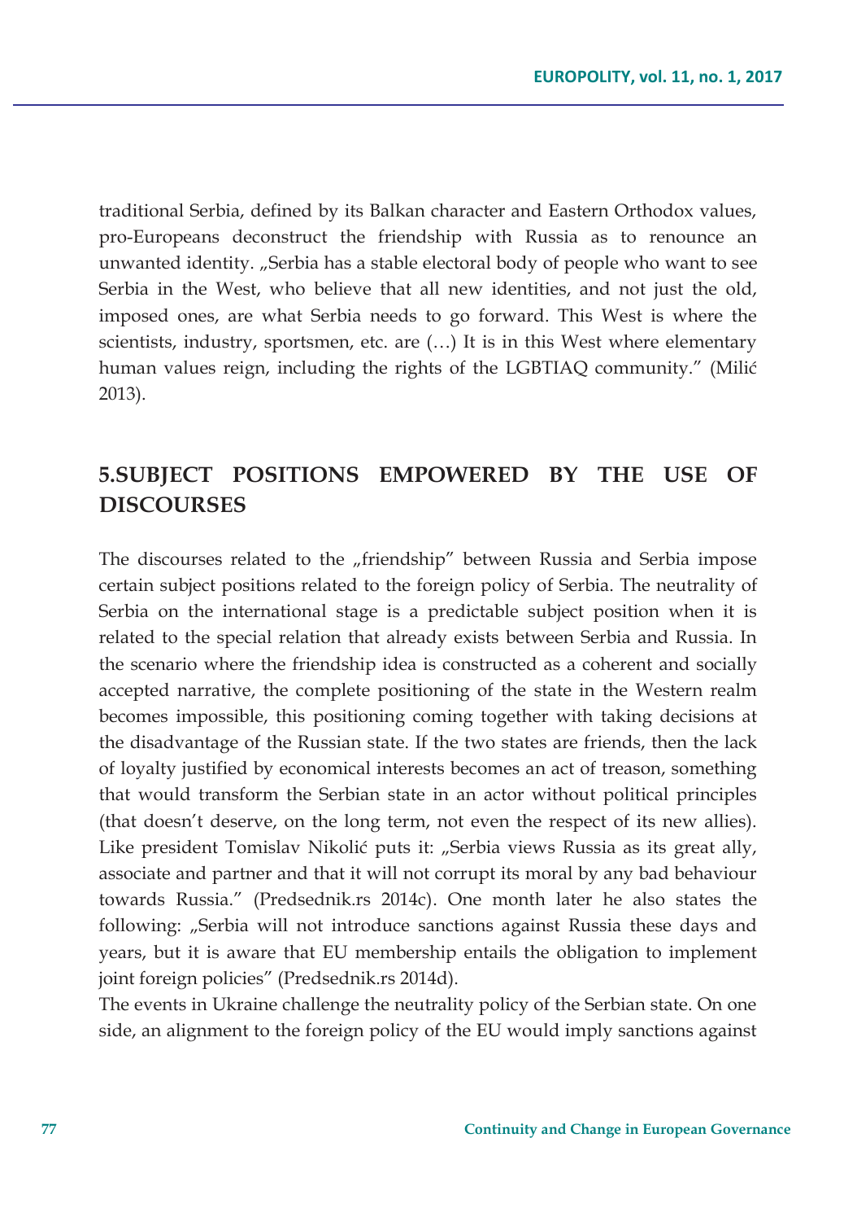traditional Serbia, defined by its Balkan character and Eastern Orthodox values, pro-Europeans deconstruct the friendship with Russia as to renounce an unwanted identity. „Serbia has a stable electoral body of people who want to see Serbia in the West, who believe that all new identities, and not just the old, imposed ones, are what Serbia needs to go forward. This West is where the scientists, industry, sportsmen, etc. are (…) It is in this West where elementary human values reign, including the rights of the LGBTIAQ community." (Milić 2013).

## 5.SUBJECT POSITIONS EMPOWERED BY THE USE OF DISCOURSES

The discourses related to the „friendship" between Russia and Serbia impose certain subject positions related to the foreign policy of Serbia. The neutrality of Serbia on the international stage is a predictable subject position when it is related to the special relation that already exists between Serbia and Russia. In the scenario where the friendship idea is constructed as a coherent and socially accepted narrative, the complete positioning of the state in the Western realm becomes impossible, this positioning coming together with taking decisions at the disadvantage of the Russian state. If the two states are friends, then the lack of loyalty justified by economical interests becomes an act of treason, something that would transform the Serbian state in an actor without political principles (that doesn't deserve, on the long term, not even the respect of its new allies). Like president Tomislav Nikolić puts it: „Serbia views Russia as its great ally, associate and partner and that it will not corrupt its moral by any bad behaviour towards Russia." (Predsednik.rs 2014c). One month later he also states the following: „Serbia will not introduce sanctions against Russia these days and years, but it is aware that EU membership entails the obligation to implement joint foreign policies" (Predsednik.rs 2014d).

The events in Ukraine challenge the neutrality policy of the Serbian state. On one side, an alignment to the foreign policy of the EU would imply sanctions against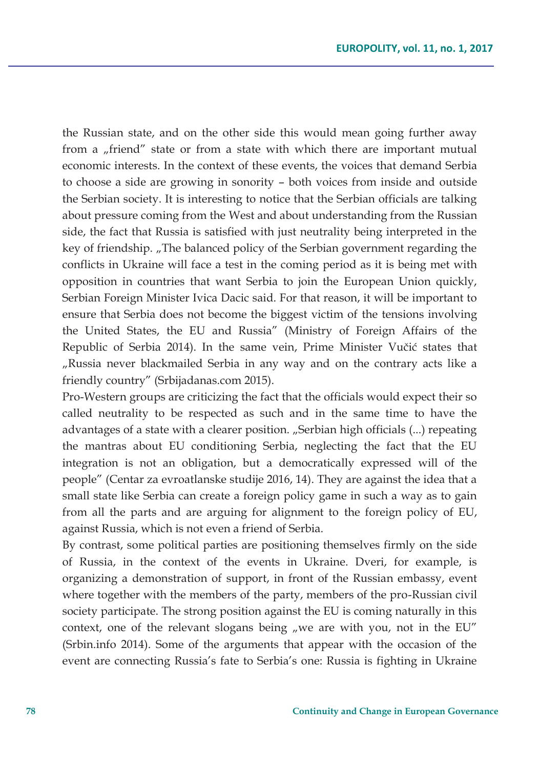the Russian state, and on the other side this would mean going further away from a „friend" state or from a state with which there are important mutual economic interests. In the context of these events, the voices that demand Serbia to choose a side are growing in sonority – both voices from inside and outside the Serbian society. It is interesting to notice that the Serbian officials are talking about pressure coming from the West and about understanding from the Russian side, the fact that Russia is satisfied with just neutrality being interpreted in the key of friendship. „The balanced policy of the Serbian government regarding the conflicts in Ukraine will face a test in the coming period as it is being met with opposition in countries that want Serbia to join the European Union quickly, Serbian Foreign Minister Ivica Dacic said. For that reason, it will be important to ensure that Serbia does not become the biggest victim of the tensions involving the United States, the EU and Russia" (Ministry of Foreign Affairs of the Republic of Serbia 2014). In the same vein, Prime Minister Vučić states that „Russia never blackmailed Serbia in any way and on the contrary acts like a friendly country" (Srbijadanas.com 2015).

Pro-Western groups are criticizing the fact that the officials would expect their so called neutrality to be respected as such and in the same time to have the advantages of a state with a clearer position. „Serbian high officials (...) repeating the mantras about EU conditioning Serbia, neglecting the fact that the EU integration is not an obligation, but a democratically expressed will of the people" (Centar za evroatlanske studije 2016, 14). They are against the idea that a small state like Serbia can create a foreign policy game in such a way as to gain from all the parts and are arguing for alignment to the foreign policy of EU, against Russia, which is not even a friend of Serbia.

By contrast, some political parties are positioning themselves firmly on the side of Russia, in the context of the events in Ukraine. Dveri, for example, is organizing a demonstration of support, in front of the Russian embassy, event where together with the members of the party, members of the pro-Russian civil society participate. The strong position against the EU is coming naturally in this context, one of the relevant slogans being „we are with you, not in the EU" (Srbin.info 2014). Some of the arguments that appear with the occasion of the event are connecting Russia's fate to Serbia's one: Russia is fighting in Ukraine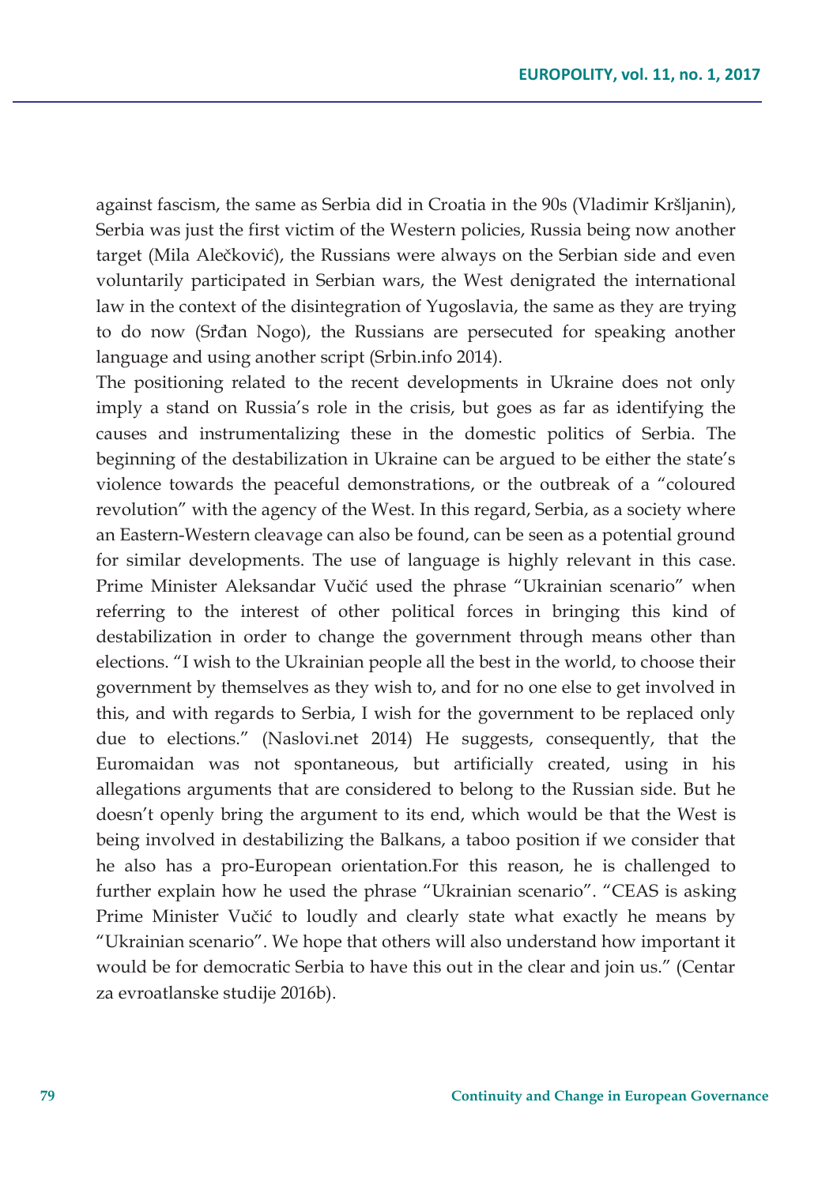against fascism, the same as Serbia did in Croatia in the 90s (Vladimir Kršljanin), Serbia was just the first victim of the Western policies, Russia being now another target (Mila Alečković), the Russians were always on the Serbian side and even voluntarily participated in Serbian wars, the West denigrated the international law in the context of the disintegration of Yugoslavia, the same as they are trying to do now (Srđan Nogo), the Russians are persecuted for speaking another language and using another script (Srbin.info 2014).

The positioning related to the recent developments in Ukraine does not only imply a stand on Russia's role in the crisis, but goes as far as identifying the causes and instrumentalizing these in the domestic politics of Serbia. The beginning of the destabilization in Ukraine can be argued to be either the state's violence towards the peaceful demonstrations, or the outbreak of a "coloured revolution" with the agency of the West. In this regard, Serbia, as a society where an Eastern-Western cleavage can also be found, can be seen as a potential ground for similar developments. The use of language is highly relevant in this case. Prime Minister Aleksandar Vučić used the phrase "Ukrainian scenario" when referring to the interest of other political forces in bringing this kind of destabilization in order to change the government through means other than elections. "I wish to the Ukrainian people all the best in the world, to choose their government by themselves as they wish to, and for no one else to get involved in this, and with regards to Serbia, I wish for the government to be replaced only due to elections." (Naslovi.net 2014) He suggests, consequently, that the Euromaidan was not spontaneous, but artificially created, using in his allegations arguments that are considered to belong to the Russian side. But he doesn't openly bring the argument to its end, which would be that the West is being involved in destabilizing the Balkans, a taboo position if we consider that he also has a pro-European orientation.For this reason, he is challenged to further explain how he used the phrase "Ukrainian scenario". "CEAS is asking Prime Minister Vučić to loudly and clearly state what exactly he means by "Ukrainian scenario". We hope that others will also understand how important it would be for democratic Serbia to have this out in the clear and join us." (Centar za evroatlanske studije 2016b).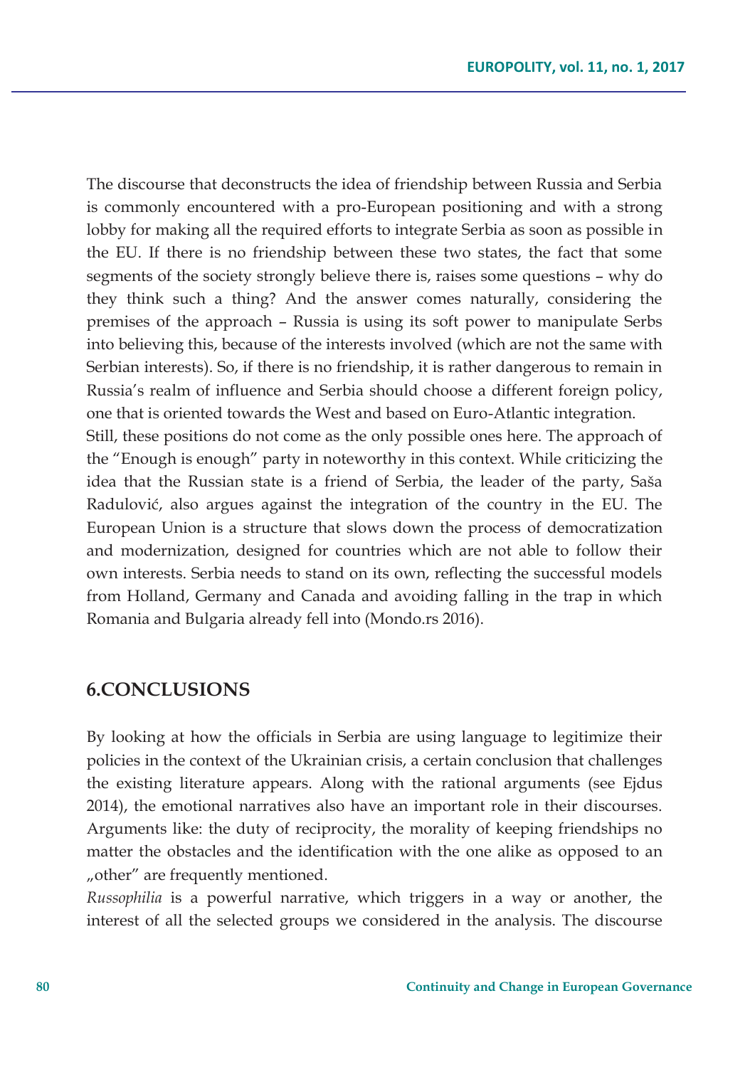The discourse that deconstructs the idea of friendship between Russia and Serbia is commonly encountered with a pro-European positioning and with a strong lobby for making all the required efforts to integrate Serbia as soon as possible in the EU. If there is no friendship between these two states, the fact that some segments of the society strongly believe there is, raises some questions – why do they think such a thing? And the answer comes naturally, considering the premises of the approach – Russia is using its soft power to manipulate Serbs into believing this, because of the interests involved (which are not the same with Serbian interests). So, if there is no friendship, it is rather dangerous to remain in Russia's realm of influence and Serbia should choose a different foreign policy, one that is oriented towards the West and based on Euro-Atlantic integration.

Still, these positions do not come as the only possible ones here. The approach of the "Enough is enough" party in noteworthy in this context. While criticizing the idea that the Russian state is a friend of Serbia, the leader of the party, Saša Radulović, also argues against the integration of the country in the EU. The European Union is a structure that slows down the process of democratization and modernization, designed for countries which are not able to follow their own interests. Serbia needs to stand on its own, reflecting the successful models from Holland, Germany and Canada and avoiding falling in the trap in which Romania and Bulgaria already fell into (Mondo.rs 2016).

## 6.CONCLUSIONS

By looking at how the officials in Serbia are using language to legitimize their policies in the context of the Ukrainian crisis, a certain conclusion that challenges the existing literature appears. Along with the rational arguments (see Ejdus 2014), the emotional narratives also have an important role in their discourses. Arguments like: the duty of reciprocity, the morality of keeping friendships no matter the obstacles and the identification with the one alike as opposed to an „other" are frequently mentioned.

*Russophilia* is a powerful narrative, which triggers in a way or another, the interest of all the selected groups we considered in the analysis. The discourse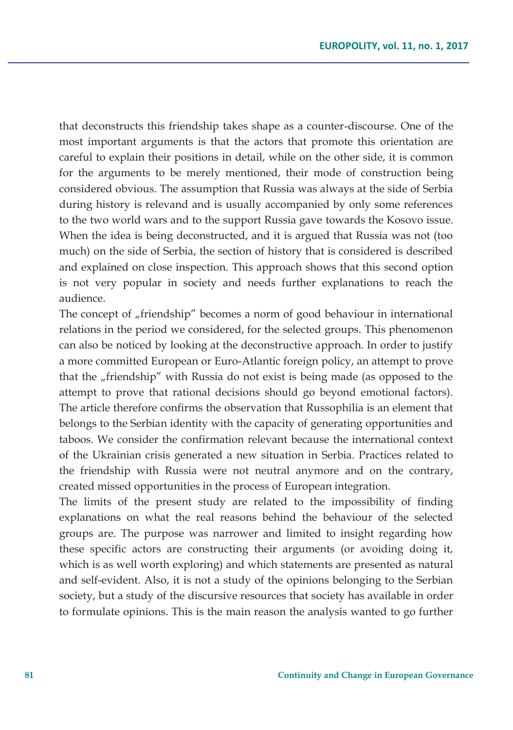that deconstructs this friendship takes shape as a counter-discourse. One of the most important arguments is that the actors that promote this orientation are careful to explain their positions in detail, while on the other side, it is common for the arguments to be merely mentioned, their mode of construction being considered obvious. The assumption that Russia was always at the side of Serbia during history is relevand and is usually accompanied by only some references to the two world wars and to the support Russia gave towards the Kosovo issue. When the idea is being deconstructed, and it is argued that Russia was not (too much) on the side of Serbia, the section of history that is considered is described and explained on close inspection. This approach shows that this second option is not very popular in society and needs further explanations to reach the audience.

The concept of „friendship" becomes a norm of good behaviour in international relations in the period we considered, for the selected groups. This phenomenon can also be noticed by looking at the deconstructive approach. In order to justify a more committed European or Euro-Atlantic foreign policy, an attempt to prove that the „friendship" with Russia do not exist is being made (as opposed to the attempt to prove that rational decisions should go beyond emotional factors). The article therefore confirms the observation that Russophilia is an element that belongs to the Serbian identity with the capacity of generating opportunities and taboos. We consider the confirmation relevant because the international context of the Ukrainian crisis generated a new situation in Serbia. Practices related to the friendship with Russia were not neutral anymore and on the contrary, created missed opportunities in the process of European integration.

The limits of the present study are related to the impossibility of finding explanations on what the real reasons behind the behaviour of the selected groups are. The purpose was narrower and limited to insight regarding how these specific actors are constructing their arguments (or avoiding doing it, which is as well worth exploring) and which statements are presented as natural and self-evident. Also, it is not a study of the opinions belonging to the Serbian society, but a study of the discursive resources that society has available in order to formulate opinions. This is the main reason the analysis wanted to go further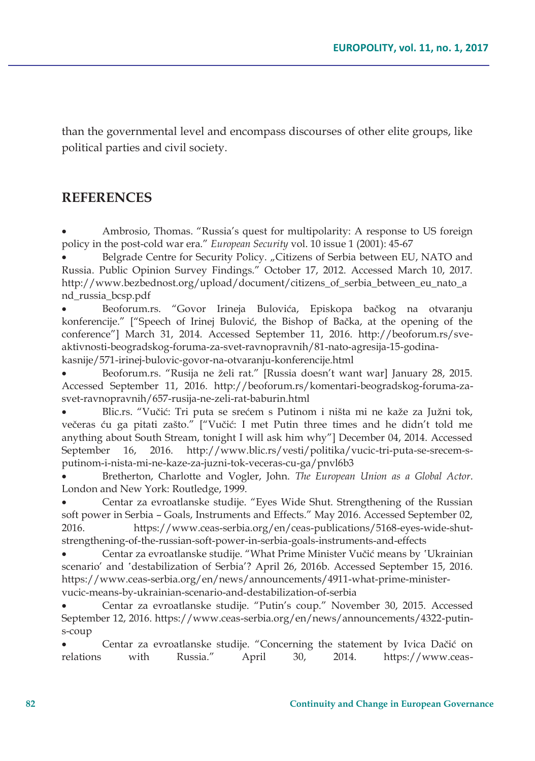than the governmental level and encompass discourses of other elite groups, like political parties and civil society.

## REFERENCES

- Ambrosio, Thomas. "Russia's quest for multipolarity: A response to US foreign policy in the post-cold war era." *European Security* vol. 10 issue 1 (2001): 45-67
- Belgrade Centre for Security Policy. „Citizens of Serbia between EU, NATO and Russia. Public Opinion Survey Findings." October 17, 2012. Accessed March 10, 2017. http://www.bezbednost.org/upload/document/citizens_of_serbia_between_eu_nato_and_russia_bcsp.pdf
- Beoforum.rs. "Govor Irineja Bulovića, Episkopa bačkog na otvaranju konferencije." ["Speech of Irinej Bulović, the Bishop of Bačka, at the opening of the conference"] March 31, 2014. Accessed September 11, 2016. http://beoforum.rs/sve-aktivnosti-beogradskog-foruma-za-svet-ravnopravnih/81-nato-agresija-15-godina-kasnije/571-irinej-bulovic-govor-na-otvaranju-konferencije.html
- Beoforum.rs. "Rusija ne želi rat." [Russia doesn't want war] January 28, 2015. Accessed September 11, 2016. http://beoforum.rs/komentari-beogradskog-foruma-za-svet-ravnopravnih/657-rusija-ne-zeli-rat-baburin.html
- Blic.rs. "Vučić: Tri puta se srećem s Putinom i ništa mi ne kaže za Južni tok, večeras ću ga pitati zašto." ["Vučić: I met Putin three times and he didn't told me anything about South Stream, tonight I will ask him why"] December 04, 2014. Accessed September 16, 2016. http://www.blic.rs/vesti/politika/vucic-tri-puta-se-srecem-s-putinom-i-nista-mi-ne-kaze-za-juzni-tok-veceras-cu-ga/pnvl6b3
- Bretherton, Charlotte and Vogler, John. *The European Union as a Global Actor*. London and New York: Routledge, 1999.
- Centar za evroatlanske studije. "Eyes Wide Shut. Strengthening of the Russian soft power in Serbia – Goals, Instruments and Effects." May 2016. Accessed September 02, 2016. https://www.ceas-serbia.org/en/ceas-publications/5168-eyes-wide-shut-strengthening-of-the-russian-soft-power-in-serbia-goals-instruments-and-effects
- Centar za evroatlanske studije. "What Prime Minister Vučić means by 'Ukrainian scenario' and 'destabilization of Serbia'? April 26, 2016b. Accessed September 15, 2016. https://www.ceas-serbia.org/en/news/announcements/4911-what-prime-minister-vucic-means-by-ukrainian-scenario-and-destabilization-of-serbia
- Centar za evroatlanske studije. "Putin's coup." November 30, 2015. Accessed September 12, 2016. https://www.ceas-serbia.org/en/news/announcements/4322-putin-s-coup
- Centar za evroatlanske studije. "Concerning the statement by Ivica Dačić on relations with Russia." April 30, 2014. https://www.ceas-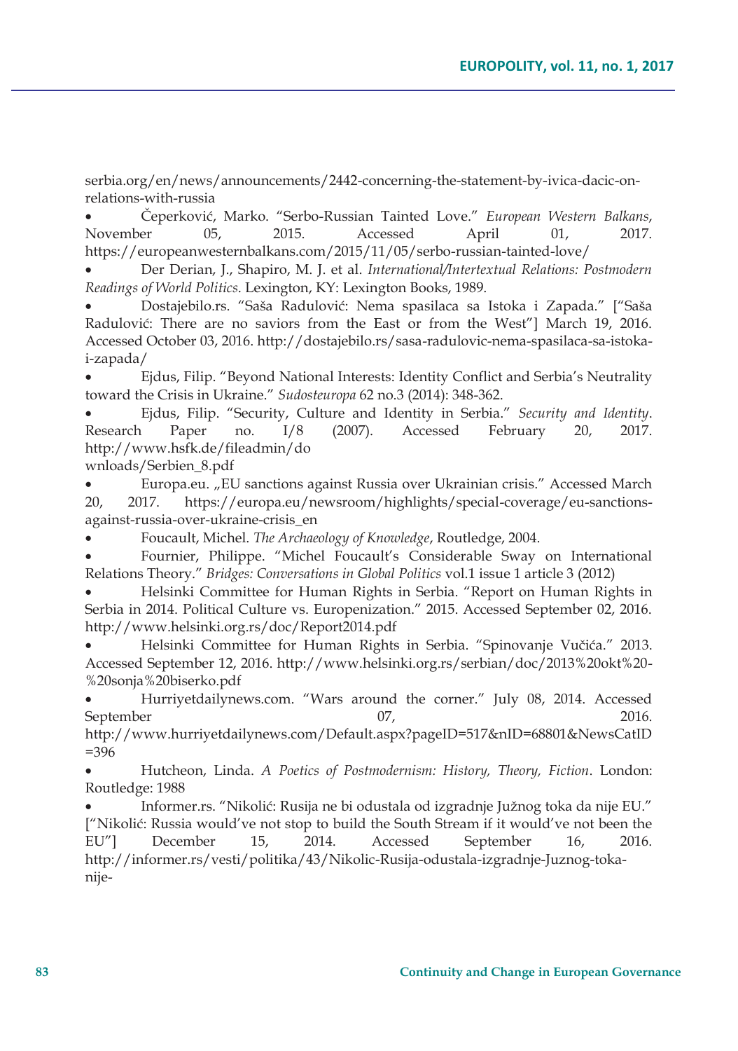serbia.org/en/news/announcements/2442-concerning-the-statement-by-ivica-dacic-on-relations-with-russia

- Čeperković, Marko. "Serbo-Russian Tainted Love." *European Western Balkans*, November 05, 2015. Accessed April 01, 2017. https://europeanwesternbalkans.com/2015/11/05/serbo-russian-tainted-love/
- Der Derian, J., Shapiro, M. J. et al. *International/Intertextual Relations: Postmodern Readings of World Politics*. Lexington, KY: Lexington Books, 1989.
- Dostajebilo.rs. "Saša Radulović: Nema spasilaca sa Istoka i Zapada." ["Saša Radulović: There are no saviors from the East or from the West"] March 19, 2016. Accessed October 03, 2016. http://dostajebilo.rs/sasa-radulovic-nema-spasilaca-sa-istoka-i-zapada/
- Ejdus, Filip. "Beyond National Interests: Identity Conflict and Serbia's Neutrality toward the Crisis in Ukraine." *Sudosteuropa* 62 no.3 (2014): 348-362.
- Ejdus, Filip. "Security, Culture and Identity in Serbia." *Security and Identity*. Research Paper no. I/8 (2007). Accessed February 20, 2017. http://www.hsfk.de/fileadmin/downloads/Serbien_8.pdf
- Europa.eu. „EU sanctions against Russia over Ukrainian crisis." Accessed March 20, 2017. https://europa.eu/newsroom/highlights/special-coverage/eu-sanctions-against-russia-over-ukraine-crisis_en
- Foucault, Michel. *The Archaeology of Knowledge*, Routledge, 2004.
- Fournier, Philippe. "Michel Foucault's Considerable Sway on International Relations Theory." *Bridges: Conversations in Global Politics* vol.1 issue 1 article 3 (2012)
- Helsinki Committee for Human Rights in Serbia. "Report on Human Rights in Serbia in 2014. Political Culture vs. Europenization." 2015. Accessed September 02, 2016. http://www.helsinki.org.rs/doc/Report2014.pdf
- Helsinki Committee for Human Rights in Serbia. "Spinovanje Vučića." 2013. Accessed September 12, 2016. http://www.helsinki.org.rs/serbian/doc/2013%20okt%20-%20sonja%20biserko.pdf
- Hurriyetdailynews.com. "Wars around the corner." July 08, 2014. Accessed September 07, 2016. http://www.hurriyetdailynews.com/Default.aspx?pageID=517&nID=68801&NewsCatID=396
- Hutcheon, Linda. *A Poetics of Postmodernism: History, Theory, Fiction*. London: Routledge: 1988
- Informer.rs. "Nikolić: Rusija ne bi odustala od izgradnje Južnog toka da nije EU." ["Nikolić: Russia would've not stop to build the South Stream if it would've not been the EU"] December 15, 2014. Accessed September 16, 2016. http://informer.rs/vesti/politika/43/Nikolic-Rusija-odustala-izgradnje-Juznog-toka-nije-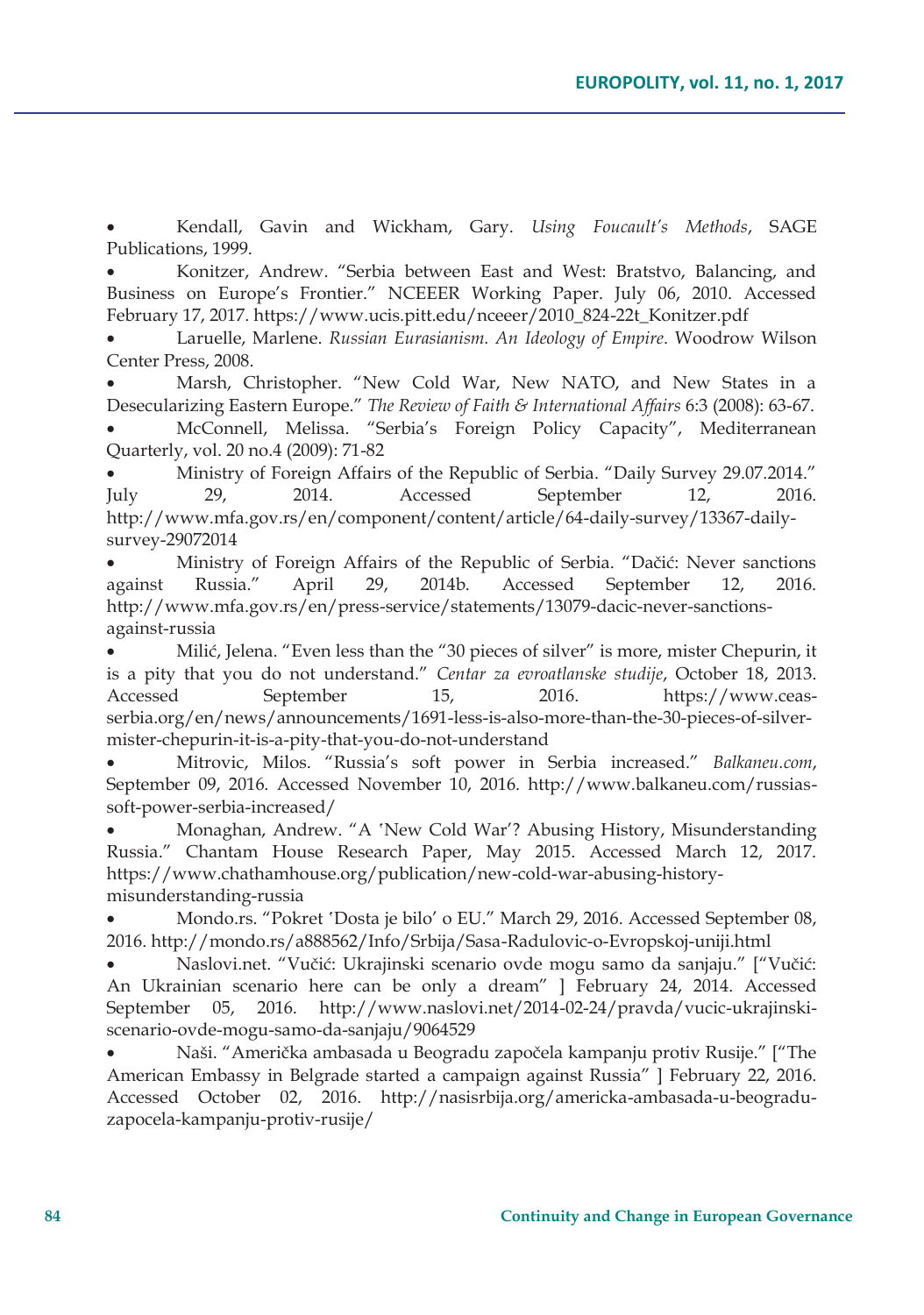- Kendall, Gavin and Wickham, Gary. *Using Foucault's Methods*, SAGE Publications, 1999.
- Konitzer, Andrew. "Serbia between East and West: Bratstvo, Balancing, and Business on Europe's Frontier." NCEEER Working Paper. July 06, 2010. Accessed February 17, 2017. https://www.ucis.pitt.edu/nceeer/2010_824-22t_Konitzer.pdf
- Laruelle, Marlene. *Russian Eurasianism. An Ideology of Empire*. Woodrow Wilson Center Press, 2008.
- Marsh, Christopher. "New Cold War, New NATO, and New States in a Desecularizing Eastern Europe." *The Review of Faith & International Affairs* 6:3 (2008): 63-67.
- McConnell, Melissa. "Serbia's Foreign Policy Capacity", Mediterranean Quarterly, vol. 20 no.4 (2009): 71-82
- Ministry of Foreign Affairs of the Republic of Serbia. "Daily Survey 29.07.2014." July 29, 2014. Accessed September 12, 2016. http://www.mfa.gov.rs/en/component/content/article/64-daily-survey/13367-daily-survey-29072014
- Ministry of Foreign Affairs of the Republic of Serbia. "Dačić: Never sanctions against Russia." April 29, 2014b. Accessed September 12, 2016. http://www.mfa.gov.rs/en/press-service/statements/13079-dacic-never-sanctions-against-russia
- Milić, Jelena. "Even less than the "30 pieces of silver" is more, mister Chepurin, it is a pity that you do not understand." *Centar za evroatlanske studije*, October 18, 2013. Accessed September 15, 2016. https://www.ceas-serbia.org/en/news/announcements/1691-less-is-also-more-than-the-30-pieces-of-silver-mister-chepurin-it-is-a-pity-that-you-do-not-understand
- Mitrovic, Milos. "Russia's soft power in Serbia increased." *Balkaneu.com*, September 09, 2016. Accessed November 10, 2016. http://www.balkaneu.com/russias-soft-power-serbia-increased/
- Monaghan, Andrew. "A 'New Cold War'? Abusing History, Misunderstanding Russia." Chantam House Research Paper, May 2015. Accessed March 12, 2017. https://www.chathamhouse.org/publication/new-cold-war-abusing-history-misunderstanding-russia
- Mondo.rs. "Pokret 'Dosta je bilo' o EU." March 29, 2016. Accessed September 08, 2016. http://mondo.rs/a888562/Info/Srbija/Sasa-Radulovic-o-Evropskoj-uniji.html
- Naslovi.net. "Vučić: Ukrajinski scenario ovde mogu samo da sanjaju." ["Vučić: An Ukrainian scenario here can be only a dream" ] February 24, 2014. Accessed September 05, 2016. http://www.naslovi.net/2014-02-24/pravda/vucic-ukrajinski-scenario-ovde-mogu-samo-da-sanjaju/9064529
- Naši. "Američka ambasada u Beogradu započela kampanju protiv Rusije." ["The American Embassy in Belgrade started a campaign against Russia" ] February 22, 2016. Accessed October 02, 2016. http://nasisrbija.org/americka-ambasada-u-beogradu-zapocela-kampanju-protiv-rusije/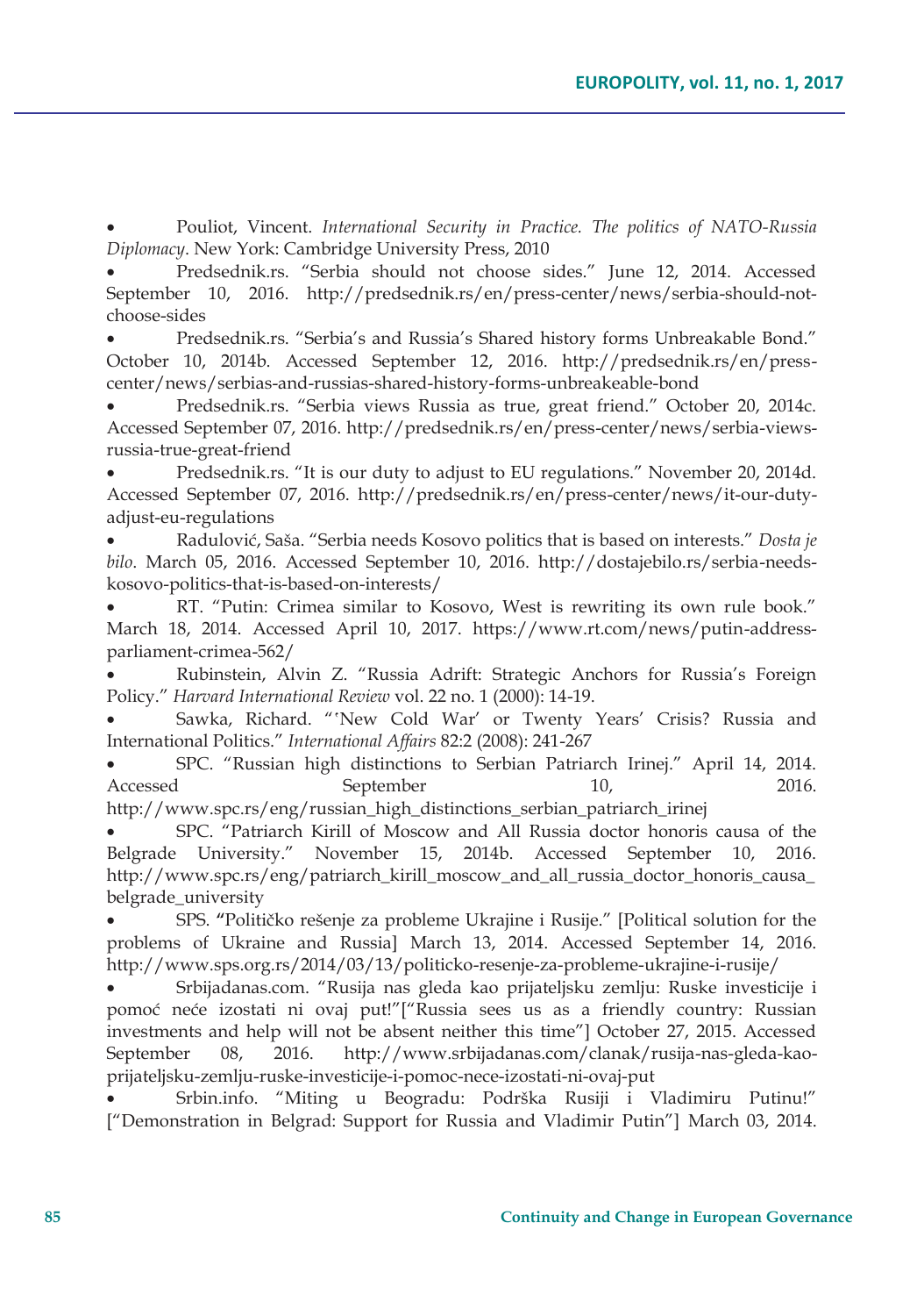- Pouliot, Vincent. *International Security in Practice. The politics of NATO-Russia Diplomacy*. New York: Cambridge University Press, 2010
- Predsednik.rs. "Serbia should not choose sides." June 12, 2014. Accessed September 10, 2016. http://predsednik.rs/en/press-center/news/serbia-should-not-choose-sides
- Predsednik.rs. "Serbia's and Russia's Shared history forms Unbreakable Bond." October 10, 2014b. Accessed September 12, 2016. http://predsednik.rs/en/press-center/news/serbias-and-russias-shared-history-forms-unbreakeable-bond
- Predsednik.rs. "Serbia views Russia as true, great friend." October 20, 2014c. Accessed September 07, 2016. http://predsednik.rs/en/press-center/news/serbia-views-russia-true-great-friend
- Predsednik.rs. "It is our duty to adjust to EU regulations." November 20, 2014d. Accessed September 07, 2016. http://predsednik.rs/en/press-center/news/it-our-duty-adjust-eu-regulations
- Radulović, Saša. "Serbia needs Kosovo politics that is based on interests." *Dosta je bilo*. March 05, 2016. Accessed September 10, 2016. http://dostajebilo.rs/serbia-needs-kosovo-politics-that-is-based-on-interests/
- RT. "Putin: Crimea similar to Kosovo, West is rewriting its own rule book." March 18, 2014. Accessed April 10, 2017. https://www.rt.com/news/putin-address-parliament-crimea-562/
- Rubinstein, Alvin Z. "Russia Adrift: Strategic Anchors for Russia's Foreign Policy." *Harvard International Review* vol. 22 no. 1 (2000): 14-19.
- Sawka, Richard. "'New Cold War' or Twenty Years' Crisis? Russia and International Politics." *International Affairs* 82:2 (2008): 241-267
- SPC. "Russian high distinctions to Serbian Patriarch Irinej." April 14, 2014. Accessed September 10, 2016. http://www.spc.rs/eng/russian_high_distinctions_serbian_patriarch_irinej
- SPC. "Patriarch Kirill of Moscow and All Russia doctor honoris causa of the Belgrade University." November 15, 2014b. Accessed September 10, 2016. http://www.spc.rs/eng/patriarch_kirill_moscow_and_all_russia_doctor_honoris_causa_belgrade_university
- SPS. "Političko rešenje za probleme Ukrajine i Rusije." [Political solution for the problems of Ukraine and Russia] March 13, 2014. Accessed September 14, 2016. http://www.sps.org.rs/2014/03/13/politicko-resenje-za-probleme-ukrajine-i-rusije/
- Srbijadanas.com. "Rusija nas gleda kao prijateljsku zemlju: Ruske investicije i pomoć neće izostati ni ovaj put!"["Russia sees us as a friendly country: Russian investments and help will not be absent neither this time"] October 27, 2015. Accessed September 08, 2016. http://www.srbijadanas.com/clanak/rusija-nas-gleda-kao-prijateljsku-zemlju-ruske-investicije-i-pomoc-nece-izostati-ni-ovaj-put
- Srbin.info. "Miting u Beogradu: Podrška Rusiji i Vladimiru Putinu!" ["Demonstration in Belgrad: Support for Russia and Vladimir Putin"] March 03, 2014.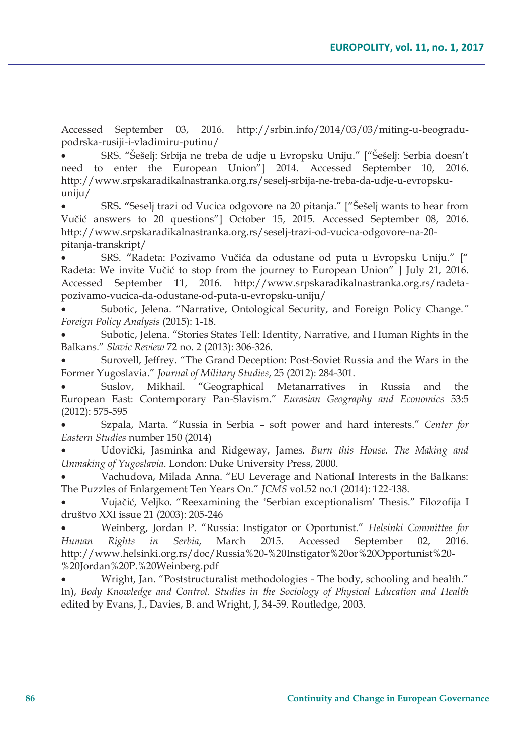Accessed September 03, 2016. http://srbin.info/2014/03/03/miting-u-beogradu-podrska-rusiji-i-vladimiru-putinu/

- SRS. "Šešelj: Srbija ne treba de udje u Evropsku Uniju." ["Šešelj: Serbia doesn't need to enter the European Union"] 2014. Accessed September 10, 2016. http://www.srpskaradikalnastranka.org.rs/seselj-srbija-ne-treba-da-udje-u-evropsku-uniju/
- SRS. **"**Seselj trazi od Vucica odgovore na 20 pitanja." ["Šešelj wants to hear from Vučić answers to 20 questions"] October 15, 2015. Accessed September 08, 2016. http://www.srpskaradikalnastranka.org.rs/seselj-trazi-od-vucica-odgovore-na-20-pitanja-transkript/
- SRS. **"**Radeta: Pozivamo Vučića da odustane od puta u Evropsku Uniju." [" Radeta: We invite Vučić to stop from the journey to European Union" ] July 21, 2016. Accessed September 11, 2016. http://www.srpskaradikalnastranka.org.rs/radeta-pozivamo-vucica-da-odustane-od-puta-u-evropsku-uniju/
- Subotic, Jelena. "Narrative, Ontological Security, and Foreign Policy Change." *Foreign Policy Analysis* (2015): 1-18.
- Subotic, Jelena. "Stories States Tell: Identity, Narrative, and Human Rights in the Balkans." *Slavic Review* 72 no. 2 (2013): 306-326.
- Surovell, Jeffrey. "The Grand Deception: Post-Soviet Russia and the Wars in the Former Yugoslavia." *Journal of Military Studies*, 25 (2012): 284-301.
- Suslov, Mikhail. "Geographical Metanarratives in Russia and the European East: Contemporary Pan-Slavism." *Eurasian Geography and Economics* 53:5 (2012): 575-595
- Szpala, Marta. "Russia in Serbia – soft power and hard interests." *Center for Eastern Studies* number 150 (2014)
- Udovički, Jasminka and Ridgeway, James. *Burn this House. The Making and Unmaking of Yugoslavia*. London: Duke University Press, 2000.
- Vachudova, Milada Anna. "EU Leverage and National Interests in the Balkans: The Puzzles of Enlargement Ten Years On." *JCMS* vol.52 no.1 (2014): 122-138.
- Vujačić, Veljko. "Reexamining the 'Serbian exceptionalism' Thesis." Filozofija I društvo XXI issue 21 (2003): 205-246
- Weinberg, Jordan P. "Russia: Instigator or Oportunist." *Helsinki Committee for Human Rights in Serbia*, March 2015. Accessed September 02, 2016. http://www.helsinki.org.rs/doc/Russia%20-%20Instigator%20or%20Opportunist%20-%20Jordan%20P.%20Weinberg.pdf
- Wright, Jan. "Poststructuralist methodologies - The body, schooling and health." In), *Body Knowledge and Control. Studies in the Sociology of Physical Education and Health* edited by Evans, J., Davies, B. and Wright, J, 34-59. Routledge, 2003.